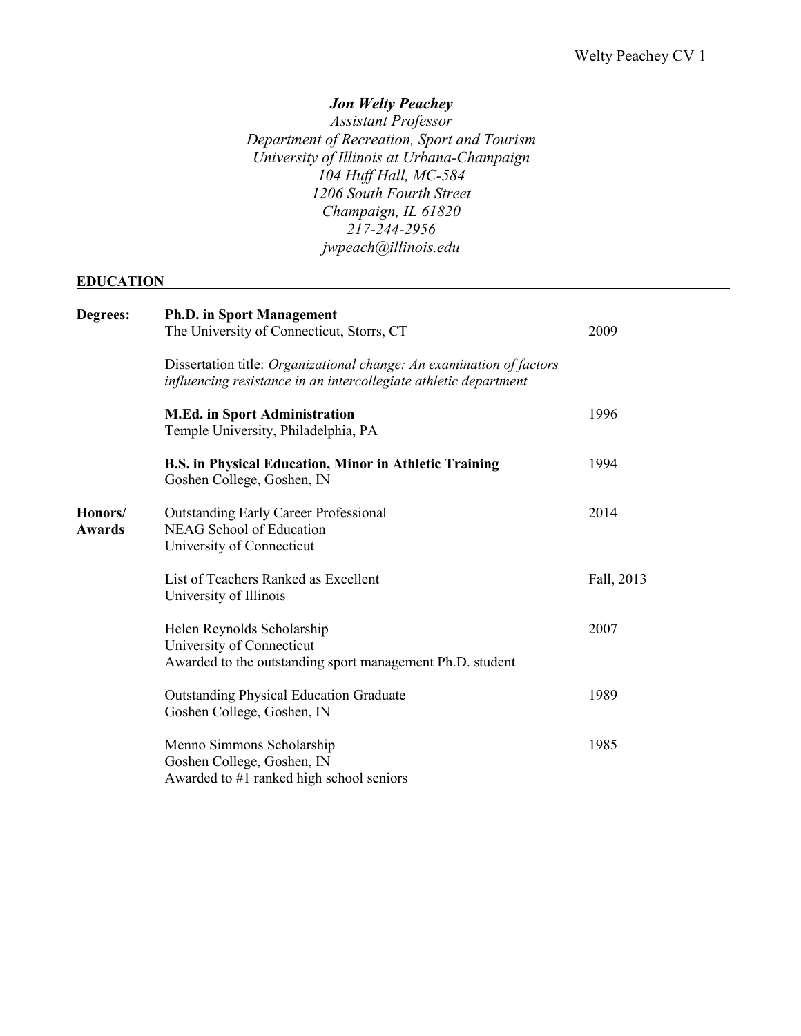***Jon Welty Peachey***
*Assistant Professor*
*Department of Recreation, Sport and Tourism*
*University of Illinois at Urbana-Champaign*
*104 Huff Hall, MC-584*
*1206 South Fourth Street*
*Champaign, IL 61820*
*217-244-2956*
*jwpeach@illinois.edu*

## EDUCATION

**Degrees:**

**Ph.D. in Sport Management** — 2009
The University of Connecticut, Storrs, CT

Dissertation title: *Organizational change: An examination of factors influencing resistance in an intercollegiate athletic department*

**M.Ed. in Sport Administration** — 1996
Temple University, Philadelphia, PA

**B.S. in Physical Education, Minor in Athletic Training** — 1994
Goshen College, Goshen, IN

**Honors/Awards:**

Outstanding Early Career Professional — 2014
NEAG School of Education
University of Connecticut

List of Teachers Ranked as Excellent — Fall, 2013
University of Illinois

Helen Reynolds Scholarship — 2007
University of Connecticut
Awarded to the outstanding sport management Ph.D. student

Outstanding Physical Education Graduate — 1989
Goshen College, Goshen, IN

Menno Simmons Scholarship — 1985
Goshen College, Goshen, IN
Awarded to #1 ranked high school seniors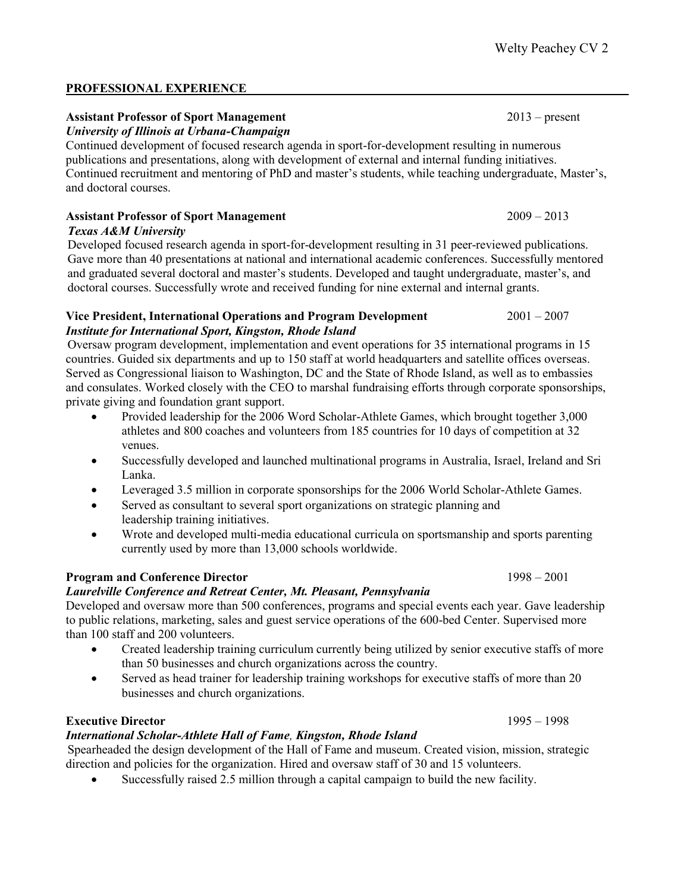## PROFESSIONAL EXPERIENCE

**Assistant Professor of Sport Management** 2013 – present
***University of Illinois at Urbana-Champaign***
Continued development of focused research agenda in sport-for-development resulting in numerous publications and presentations, along with development of external and internal funding initiatives. Continued recruitment and mentoring of PhD and master's students, while teaching undergraduate, Master's, and doctoral courses.

**Assistant Professor of Sport Management** 2009 – 2013
***Texas A&M University***
Developed focused research agenda in sport-for-development resulting in 31 peer-reviewed publications. Gave more than 40 presentations at national and international academic conferences. Successfully mentored and graduated several doctoral and master's students. Developed and taught undergraduate, master's, and doctoral courses. Successfully wrote and received funding for nine external and internal grants.

**Vice President, International Operations and Program Development** 2001 – 2007
***Institute for International Sport, Kingston, Rhode Island***
Oversaw program development, implementation and event operations for 35 international programs in 15 countries. Guided six departments and up to 150 staff at world headquarters and satellite offices overseas. Served as Congressional liaison to Washington, DC and the State of Rhode Island, as well as to embassies and consulates. Worked closely with the CEO to marshal fundraising efforts through corporate sponsorships, private giving and foundation grant support.

- Provided leadership for the 2006 Word Scholar-Athlete Games, which brought together 3,000 athletes and 800 coaches and volunteers from 185 countries for 10 days of competition at 32 venues.
- Successfully developed and launched multinational programs in Australia, Israel, Ireland and Sri Lanka.
- Leveraged 3.5 million in corporate sponsorships for the 2006 World Scholar-Athlete Games.
- Served as consultant to several sport organizations on strategic planning and leadership training initiatives.
- Wrote and developed multi-media educational curricula on sportsmanship and sports parenting currently used by more than 13,000 schools worldwide.

**Program and Conference Director** 1998 – 2001
***Laurelville Conference and Retreat Center, Mt. Pleasant, Pennsylvania***
Developed and oversaw more than 500 conferences, programs and special events each year. Gave leadership to public relations, marketing, sales and guest service operations of the 600-bed Center. Supervised more than 100 staff and 200 volunteers.

- Created leadership training curriculum currently being utilized by senior executive staffs of more than 50 businesses and church organizations across the country.
- Served as head trainer for leadership training workshops for executive staffs of more than 20 businesses and church organizations.

**Executive Director** 1995 – 1998
***International Scholar-Athlete Hall of Fame, Kingston, Rhode Island***
Spearheaded the design development of the Hall of Fame and museum. Created vision, mission, strategic direction and policies for the organization. Hired and oversaw staff of 30 and 15 volunteers.

- Successfully raised 2.5 million through a capital campaign to build the new facility.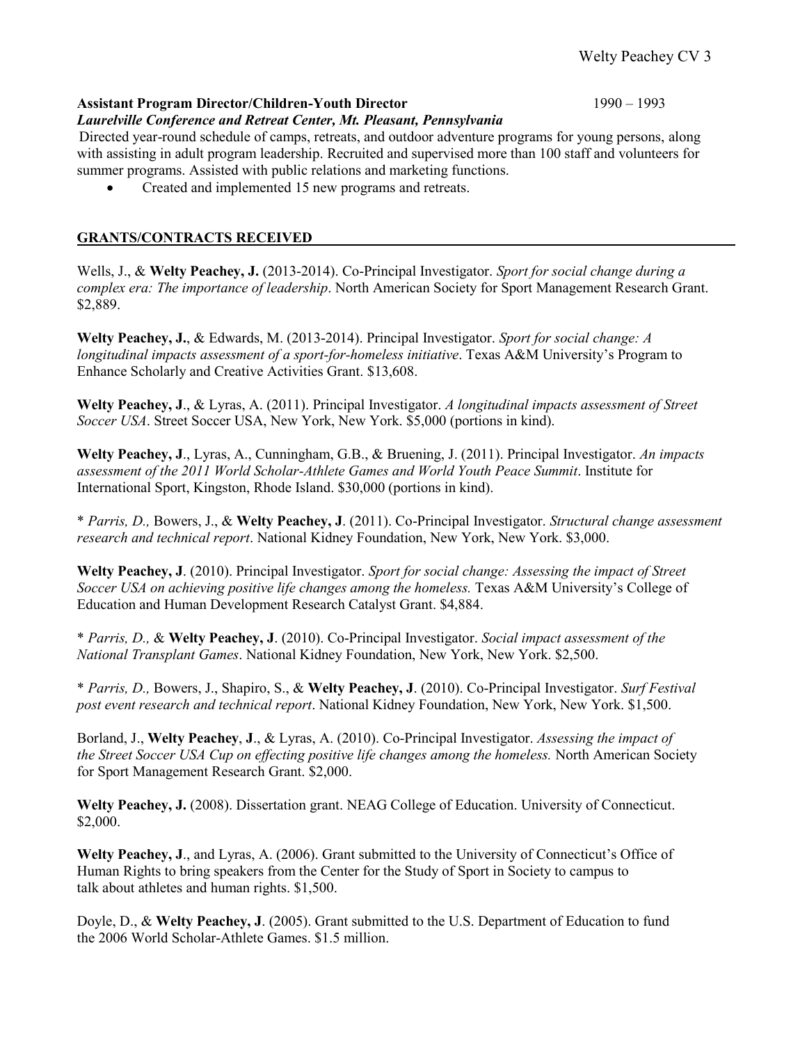**Assistant Program Director/Children-Youth Director** 1990 – 1993
***Laurelville Conference and Retreat Center, Mt. Pleasant, Pennsylvania***
Directed year-round schedule of camps, retreats, and outdoor adventure programs for young persons, along with assisting in adult program leadership. Recruited and supervised more than 100 staff and volunteers for summer programs. Assisted with public relations and marketing functions.

- Created and implemented 15 new programs and retreats.

## GRANTS/CONTRACTS RECEIVED

Wells, J., & **Welty Peachey, J.** (2013-2014). Co-Principal Investigator. *Sport for social change during a complex era: The importance of leadership*. North American Society for Sport Management Research Grant. $2,889.

**Welty Peachey, J.**, & Edwards, M. (2013-2014). Principal Investigator. *Sport for social change: A longitudinal impacts assessment of a sport-for-homeless initiative*. Texas A&M University's Program to Enhance Scholarly and Creative Activities Grant. $13,608.

**Welty Peachey, J**., & Lyras, A. (2011). Principal Investigator. *A longitudinal impacts assessment of Street Soccer USA*. Street Soccer USA, New York, New York. $5,000 (portions in kind).

**Welty Peachey, J**., Lyras, A., Cunningham, G.B., & Bruening, J. (2011). Principal Investigator. *An impacts assessment of the 2011 World Scholar-Athlete Games and World Youth Peace Summit*. Institute for International Sport, Kingston, Rhode Island. $30,000 (portions in kind).

* *Parris, D.,* Bowers, J., & **Welty Peachey, J**. (2011). Co-Principal Investigator. *Structural change assessment research and technical report*. National Kidney Foundation, New York, New York. $3,000.

**Welty Peachey, J**. (2010). Principal Investigator. *Sport for social change: Assessing the impact of Street Soccer USA on achieving positive life changes among the homeless.* Texas A&M University's College of Education and Human Development Research Catalyst Grant. $4,884.

* *Parris, D.,* & **Welty Peachey, J**. (2010). Co-Principal Investigator. *Social impact assessment of the National Transplant Games*. National Kidney Foundation, New York, New York. $2,500.

* *Parris, D.,* Bowers, J., Shapiro, S., & **Welty Peachey, J**. (2010). Co-Principal Investigator. *Surf Festival post event research and technical report*. National Kidney Foundation, New York, New York. $1,500.

Borland, J., **Welty Peachey**, **J**., & Lyras, A. (2010). Co-Principal Investigator. *Assessing the impact of the Street Soccer USA Cup on effecting positive life changes among the homeless.* North American Society for Sport Management Research Grant. $2,000.

**Welty Peachey, J.** (2008). Dissertation grant. NEAG College of Education. University of Connecticut. $2,000.

**Welty Peachey, J**., and Lyras, A. (2006). Grant submitted to the University of Connecticut's Office of Human Rights to bring speakers from the Center for the Study of Sport in Society to campus to talk about athletes and human rights. $1,500.

Doyle, D., & **Welty Peachey, J**. (2005). Grant submitted to the U.S. Department of Education to fund the 2006 World Scholar-Athlete Games. $1.5 million.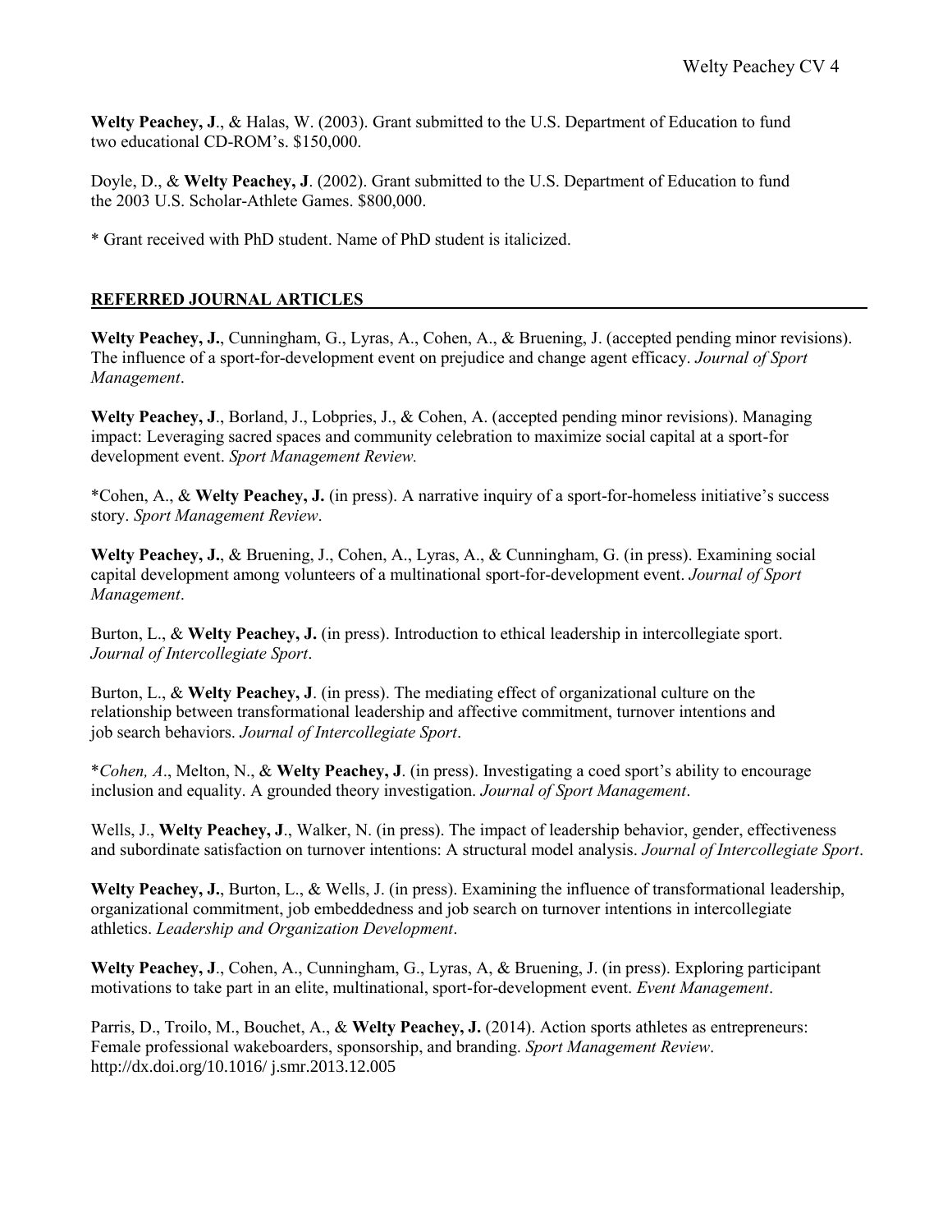**Welty Peachey, J**., & Halas, W. (2003). Grant submitted to the U.S. Department of Education to fund two educational CD-ROM's. $150,000.

Doyle, D., & **Welty Peachey, J**. (2002). Grant submitted to the U.S. Department of Education to fund the 2003 U.S. Scholar-Athlete Games. $800,000.

* Grant received with PhD student. Name of PhD student is italicized.

## REFERRED JOURNAL ARTICLES

**Welty Peachey, J.**, Cunningham, G., Lyras, A., Cohen, A., & Bruening, J. (accepted pending minor revisions). The influence of a sport-for-development event on prejudice and change agent efficacy. *Journal of Sport Management*.

**Welty Peachey, J**., Borland, J., Lobpries, J., & Cohen, A. (accepted pending minor revisions). Managing impact: Leveraging sacred spaces and community celebration to maximize social capital at a sport-for development event. *Sport Management Review.*

*Cohen, A., & **Welty Peachey, J.** (in press). A narrative inquiry of a sport-for-homeless initiative's success story. *Sport Management Review*.

**Welty Peachey, J.**, & Bruening, J., Cohen, A., Lyras, A., & Cunningham, G. (in press). Examining social capital development among volunteers of a multinational sport-for-development event. *Journal of Sport Management*.

Burton, L., & **Welty Peachey, J.** (in press). Introduction to ethical leadership in intercollegiate sport. *Journal of Intercollegiate Sport*.

Burton, L., & **Welty Peachey, J**. (in press). The mediating effect of organizational culture on the relationship between transformational leadership and affective commitment, turnover intentions and job search behaviors. *Journal of Intercollegiate Sport*.

**Cohen, A*., Melton, N., & **Welty Peachey, J**. (in press). Investigating a coed sport's ability to encourage inclusion and equality. A grounded theory investigation. *Journal of Sport Management*.

Wells, J., **Welty Peachey, J**., Walker, N. (in press). The impact of leadership behavior, gender, effectiveness and subordinate satisfaction on turnover intentions: A structural model analysis. *Journal of Intercollegiate Sport*.

**Welty Peachey, J.**, Burton, L., & Wells, J. (in press). Examining the influence of transformational leadership, organizational commitment, job embeddedness and job search on turnover intentions in intercollegiate athletics. *Leadership and Organization Development*.

**Welty Peachey, J**., Cohen, A., Cunningham, G., Lyras, A, & Bruening, J. (in press). Exploring participant motivations to take part in an elite, multinational, sport-for-development event. *Event Management*.

Parris, D., Troilo, M., Bouchet, A., & **Welty Peachey, J.** (2014). Action sports athletes as entrepreneurs: Female professional wakeboarders, sponsorship, and branding. *Sport Management Review*. http://dx.doi.org/10.1016/ j.smr.2013.12.005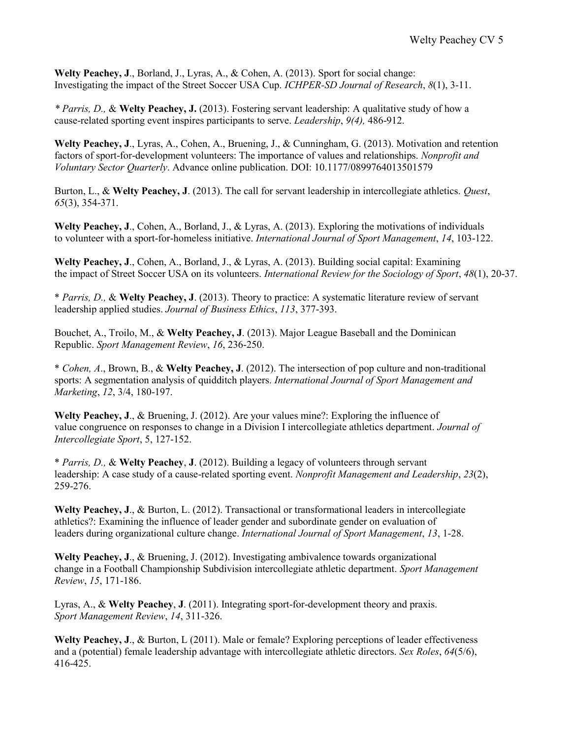**Welty Peachey, J**., Borland, J., Lyras, A., & Cohen, A. (2013). Sport for social change: Investigating the impact of the Street Soccer USA Cup. *ICHPER-SD Journal of Research*, *8*(1), 3-11.

\* *Parris, D.,* & **Welty Peachey, J.** (2013). Fostering servant leadership: A qualitative study of how a cause-related sporting event inspires participants to serve. *Leadership*, *9(4),* 486-912.

**Welty Peachey, J**., Lyras, A., Cohen, A., Bruening, J., & Cunningham, G. (2013). Motivation and retention factors of sport-for-development volunteers: The importance of values and relationships. *Nonprofit and Voluntary Sector Quarterly*. Advance online publication. DOI: 10.1177/0899764013501579

Burton, L., & **Welty Peachey, J**. (2013). The call for servant leadership in intercollegiate athletics. *Quest*, *65*(3), 354-371.

**Welty Peachey, J**., Cohen, A., Borland, J., & Lyras, A. (2013). Exploring the motivations of individuals to volunteer with a sport-for-homeless initiative. *International Journal of Sport Management*, *14*, 103-122.

**Welty Peachey, J**., Cohen, A., Borland, J., & Lyras, A. (2013). Building social capital: Examining the impact of Street Soccer USA on its volunteers. *International Review for the Sociology of Sport*, *48*(1), 20-37.

\* *Parris, D.,* & **Welty Peachey, J**. (2013). Theory to practice: A systematic literature review of servant leadership applied studies. *Journal of Business Ethics*, *113*, 377-393.

Bouchet, A., Troilo, M., & **Welty Peachey, J**. (2013). Major League Baseball and the Dominican Republic. *Sport Management Review*, *16*, 236-250.

\* *Cohen, A*., Brown, B., & **Welty Peachey, J**. (2012). The intersection of pop culture and non-traditional sports: A segmentation analysis of quidditch players. *International Journal of Sport Management and Marketing*, *12*, 3/4, 180-197.

**Welty Peachey, J**., & Bruening, J. (2012). Are your values mine?: Exploring the influence of value congruence on responses to change in a Division I intercollegiate athletics department. *Journal of Intercollegiate Sport*, 5, 127-152.

\* *Parris, D.,* & **Welty Peachey**, **J**. (2012). Building a legacy of volunteers through servant leadership: A case study of a cause-related sporting event. *Nonprofit Management and Leadership*, *23*(2), 259-276.

**Welty Peachey, J**., & Burton, L. (2012). Transactional or transformational leaders in intercollegiate athletics?: Examining the influence of leader gender and subordinate gender on evaluation of leaders during organizational culture change. *International Journal of Sport Management*, *13*, 1-28.

**Welty Peachey, J**., & Bruening, J. (2012). Investigating ambivalence towards organizational change in a Football Championship Subdivision intercollegiate athletic department. *Sport Management Review*, *15*, 171-186.

Lyras, A., & **Welty Peachey**, **J**. (2011). Integrating sport-for-development theory and praxis. *Sport Management Review*, *14*, 311-326.

**Welty Peachey, J**., & Burton, L (2011). Male or female? Exploring perceptions of leader effectiveness and a (potential) female leadership advantage with intercollegiate athletic directors. *Sex Roles*, *64*(5/6), 416-425.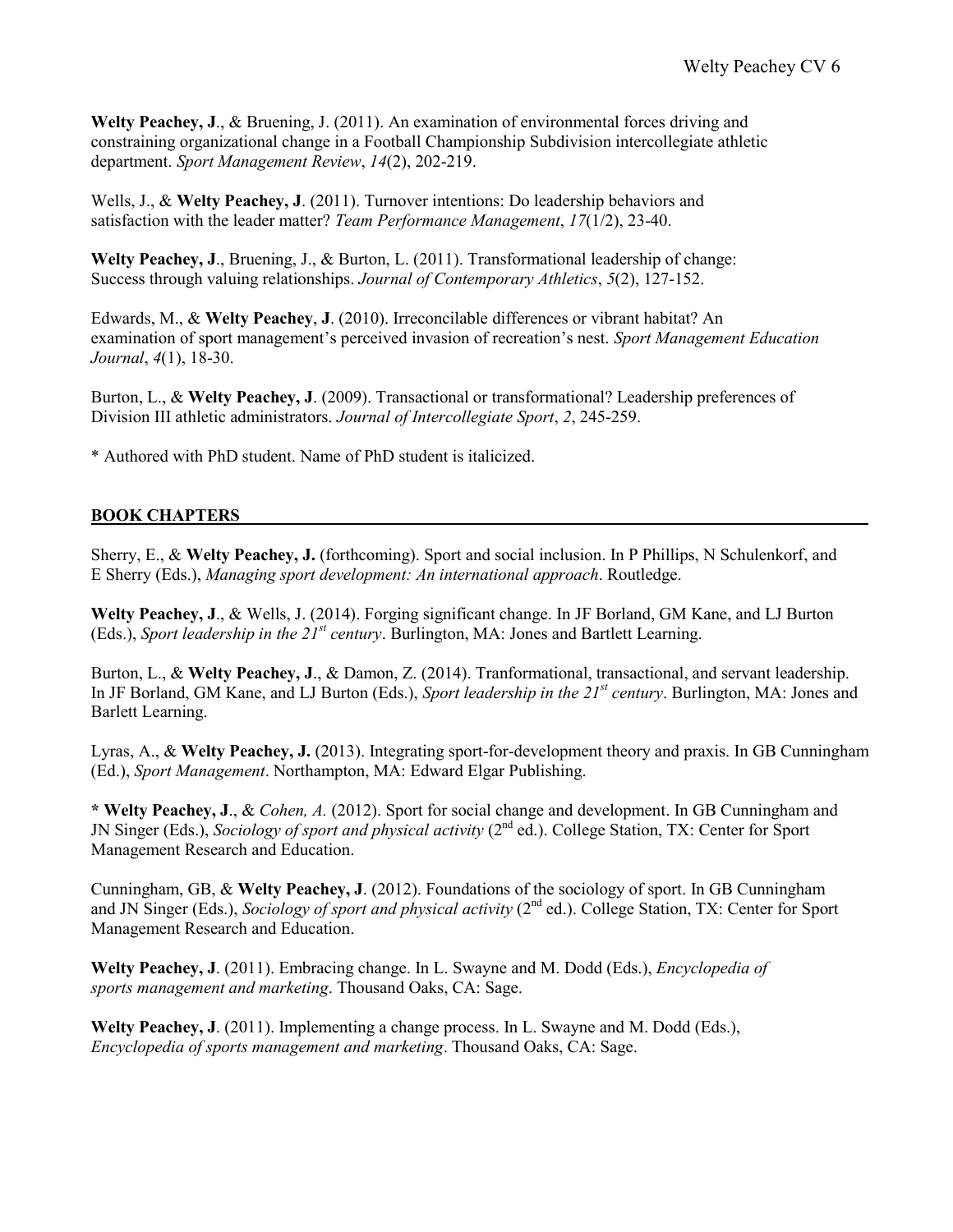**Welty Peachey, J**., & Bruening, J. (2011). An examination of environmental forces driving and constraining organizational change in a Football Championship Subdivision intercollegiate athletic department. *Sport Management Review*, *14*(2), 202-219.

Wells, J., & **Welty Peachey, J**. (2011). Turnover intentions: Do leadership behaviors and satisfaction with the leader matter? *Team Performance Management*, *17*(1/2), 23-40.

**Welty Peachey, J**., Bruening, J., & Burton, L. (2011). Transformational leadership of change: Success through valuing relationships. *Journal of Contemporary Athletics*, *5*(2), 127-152.

Edwards, M., & **Welty Peachey**, **J**. (2010). Irreconcilable differences or vibrant habitat? An examination of sport management's perceived invasion of recreation's nest. *Sport Management Education Journal*, *4*(1), 18-30.

Burton, L., & **Welty Peachey, J**. (2009). Transactional or transformational? Leadership preferences of Division III athletic administrators. *Journal of Intercollegiate Sport*, *2*, 245-259.

* Authored with PhD student. Name of PhD student is italicized.

## BOOK CHAPTERS

Sherry, E., & **Welty Peachey, J.** (forthcoming). Sport and social inclusion. In P Phillips, N Schulenkorf, and E Sherry (Eds.), *Managing sport development: An international approach*. Routledge.

**Welty Peachey, J**., & Wells, J. (2014). Forging significant change. In JF Borland, GM Kane, and LJ Burton (Eds.), *Sport leadership in the 21st century*. Burlington, MA: Jones and Bartlett Learning.

Burton, L., & **Welty Peachey, J**., & Damon, Z. (2014). Tranformational, transactional, and servant leadership. In JF Borland, GM Kane, and LJ Burton (Eds.), *Sport leadership in the 21st century*. Burlington, MA: Jones and Barlett Learning.

Lyras, A., & **Welty Peachey, J.** (2013). Integrating sport-for-development theory and praxis. In GB Cunningham (Ed.), *Sport Management*. Northampton, MA: Edward Elgar Publishing.

**\* Welty Peachey, J**., & *Cohen, A.* (2012). Sport for social change and development. In GB Cunningham and JN Singer (Eds.), *Sociology of sport and physical activity* (2nd ed.). College Station, TX: Center for Sport Management Research and Education.

Cunningham, GB, & **Welty Peachey, J**. (2012). Foundations of the sociology of sport. In GB Cunningham and JN Singer (Eds.), *Sociology of sport and physical activity* (2nd ed.). College Station, TX: Center for Sport Management Research and Education.

**Welty Peachey, J**. (2011). Embracing change. In L. Swayne and M. Dodd (Eds.), *Encyclopedia of sports management and marketing*. Thousand Oaks, CA: Sage.

**Welty Peachey, J**. (2011). Implementing a change process. In L. Swayne and M. Dodd (Eds.), *Encyclopedia of sports management and marketing*. Thousand Oaks, CA: Sage.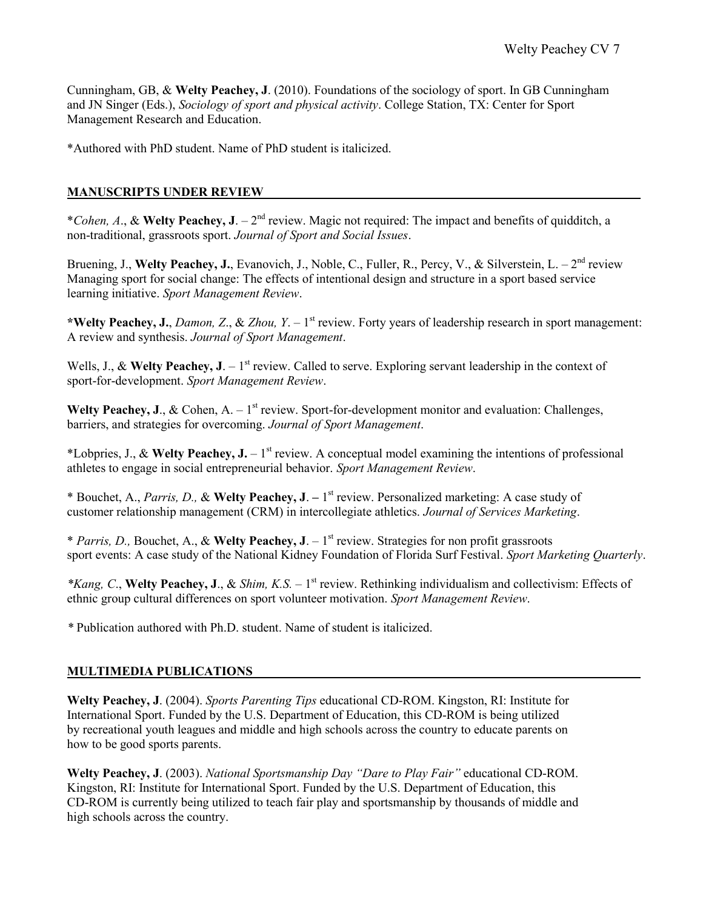Cunningham, GB, & **Welty Peachey, J**. (2010). Foundations of the sociology of sport. In GB Cunningham and JN Singer (Eds.), *Sociology of sport and physical activity*. College Station, TX: Center for Sport Management Research and Education.

*Authored with PhD student. Name of PhD student is italicized.

## MANUSCRIPTS UNDER REVIEW

**Cohen, A*., & **Welty Peachey, J**. – 2nd review. Magic not required: The impact and benefits of quidditch, a non-traditional, grassroots sport. *Journal of Sport and Social Issues*.

Bruening, J., **Welty Peachey, J.**, Evanovich, J., Noble, C., Fuller, R., Percy, V., & Silverstein, L. – 2nd review Managing sport for social change: The effects of intentional design and structure in a sport based service learning initiative. *Sport Management Review*.

***Welty Peachey, J.**, *Damon, Z*., & *Zhou, Y*. – 1st review. Forty years of leadership research in sport management: A review and synthesis. *Journal of Sport Management*.

Wells, J., & **Welty Peachey, J**. – 1st review. Called to serve. Exploring servant leadership in the context of sport-for-development. *Sport Management Review*.

**Welty Peachey, J**., & Cohen, A. – 1st review. Sport-for-development monitor and evaluation: Challenges, barriers, and strategies for overcoming. *Journal of Sport Management*.

*Lobpries, J., & **Welty Peachey, J.** – 1st review. A conceptual model examining the intentions of professional athletes to engage in social entrepreneurial behavior. *Sport Management Review*.

* Bouchet, A., *Parris, D.,* & **Welty Peachey, J**. – 1st review. Personalized marketing: A case study of customer relationship management (CRM) in intercollegiate athletics. *Journal of Services Marketing*.

* *Parris, D.,* Bouchet, A., & **Welty Peachey, J**. – 1st review. Strategies for non profit grassroots sport events: A case study of the National Kidney Foundation of Florida Surf Festival. *Sport Marketing Quarterly*.

**Kang, C*., **Welty Peachey, J**., & *Shim, K.S.* – 1st review. Rethinking individualism and collectivism: Effects of ethnic group cultural differences on sport volunteer motivation. *Sport Management Review*.

*\* Publication authored with Ph.D. student. Name of student is italicized.*

## MULTIMEDIA PUBLICATIONS

**Welty Peachey, J**. (2004). *Sports Parenting Tips* educational CD-ROM. Kingston, RI: Institute for International Sport. Funded by the U.S. Department of Education, this CD-ROM is being utilized by recreational youth leagues and middle and high schools across the country to educate parents on how to be good sports parents.

**Welty Peachey, J**. (2003). *National Sportsmanship Day "Dare to Play Fair"* educational CD-ROM. Kingston, RI: Institute for International Sport. Funded by the U.S. Department of Education, this CD-ROM is currently being utilized to teach fair play and sportsmanship by thousands of middle and high schools across the country.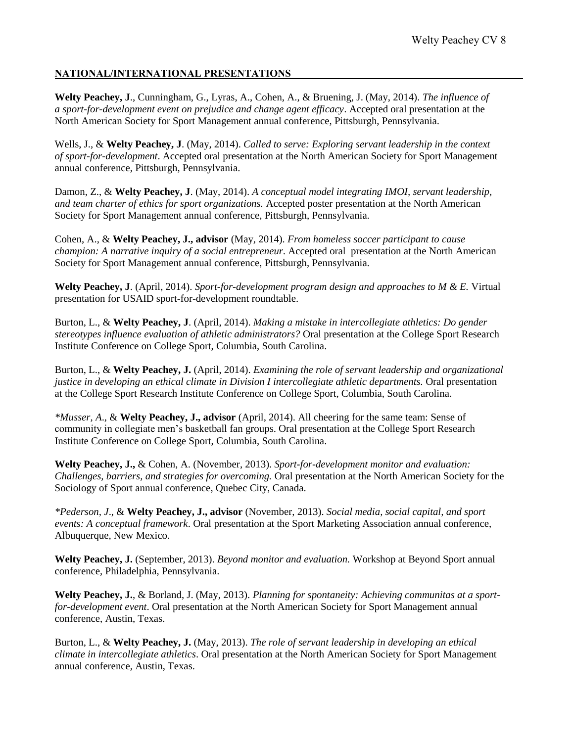## NATIONAL/INTERNATIONAL PRESENTATIONS

**Welty Peachey, J**., Cunningham, G., Lyras, A., Cohen, A., & Bruening, J. (May, 2014). *The influence of a sport-for-development event on prejudice and change agent efficacy*. Accepted oral presentation at the North American Society for Sport Management annual conference, Pittsburgh, Pennsylvania.

Wells, J., & **Welty Peachey, J**. (May, 2014). *Called to serve: Exploring servant leadership in the context of sport-for-development*. Accepted oral presentation at the North American Society for Sport Management annual conference, Pittsburgh, Pennsylvania.

Damon, Z., & **Welty Peachey, J**. (May, 2014). *A conceptual model integrating IMOI, servant leadership, and team charter of ethics for sport organizations.* Accepted poster presentation at the North American Society for Sport Management annual conference, Pittsburgh, Pennsylvania.

Cohen, A., & **Welty Peachey, J., advisor** (May, 2014). *From homeless soccer participant to cause champion: A narrative inquiry of a social entrepreneur*. Accepted oral presentation at the North American Society for Sport Management annual conference, Pittsburgh, Pennsylvania.

**Welty Peachey, J**. (April, 2014). *Sport-for-development program design and approaches to M & E.* Virtual presentation for USAID sport-for-development roundtable.

Burton, L., & **Welty Peachey, J**. (April, 2014). *Making a mistake in intercollegiate athletics: Do gender stereotypes influence evaluation of athletic administrators?* Oral presentation at the College Sport Research Institute Conference on College Sport, Columbia, South Carolina.

Burton, L., & **Welty Peachey, J.** (April, 2014). *Examining the role of servant leadership and organizational justice in developing an ethical climate in Division I intercollegiate athletic departments.* Oral presentation at the College Sport Research Institute Conference on College Sport, Columbia, South Carolina.

*\*Musser, A*., & **Welty Peachey, J., advisor** (April, 2014). All cheering for the same team: Sense of community in collegiate men's basketball fan groups. Oral presentation at the College Sport Research Institute Conference on College Sport, Columbia, South Carolina.

**Welty Peachey, J.,** & Cohen, A. (November, 2013). *Sport-for-development monitor and evaluation: Challenges, barriers, and strategies for overcoming.* Oral presentation at the North American Society for the Sociology of Sport annual conference, Quebec City, Canada.

*\*Pederson, J*., & **Welty Peachey, J., advisor** (November, 2013). *Social media, social capital, and sport events: A conceptual framework*. Oral presentation at the Sport Marketing Association annual conference, Albuquerque, New Mexico.

**Welty Peachey, J.** (September, 2013). *Beyond monitor and evaluation.* Workshop at Beyond Sport annual conference, Philadelphia, Pennsylvania.

**Welty Peachey, J.**, & Borland, J. (May, 2013). *Planning for spontaneity: Achieving communitas at a sport-for-development event*. Oral presentation at the North American Society for Sport Management annual conference, Austin, Texas.

Burton, L., & **Welty Peachey, J.** (May, 2013). *The role of servant leadership in developing an ethical climate in intercollegiate athletics*. Oral presentation at the North American Society for Sport Management annual conference, Austin, Texas.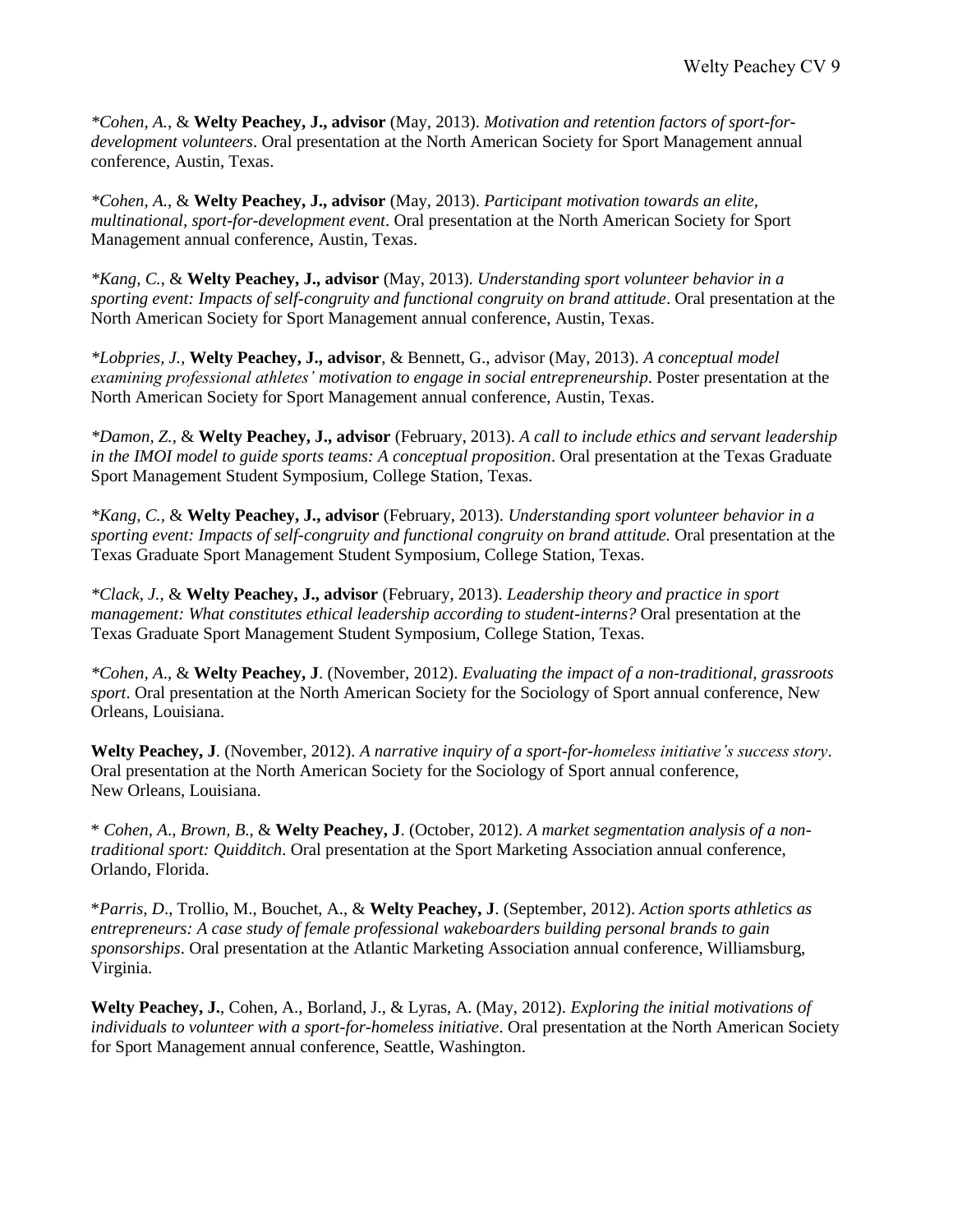*Cohen, A.*, & **Welty Peachey, J., advisor** (May, 2013). *Motivation and retention factors of sport-for-development volunteers*. Oral presentation at the North American Society for Sport Management annual conference, Austin, Texas.

*Cohen, A.*, & **Welty Peachey, J., advisor** (May, 2013). *Participant motivation towards an elite, multinational, sport-for-development event*. Oral presentation at the North American Society for Sport Management annual conference, Austin, Texas.

*Kang, C.*, & **Welty Peachey, J., advisor** (May, 2013). *Understanding sport volunteer behavior in a sporting event: Impacts of self-congruity and functional congruity on brand attitude*. Oral presentation at the North American Society for Sport Management annual conference, Austin, Texas.

*Lobpries, J.*, **Welty Peachey, J., advisor**, & Bennett, G., advisor (May, 2013). *A conceptual model examining professional athletes' motivation to engage in social entrepreneurship*. Poster presentation at the North American Society for Sport Management annual conference, Austin, Texas.

*Damon, Z.*, & **Welty Peachey, J., advisor** (February, 2013). *A call to include ethics and servant leadership in the IMOI model to guide sports teams: A conceptual proposition*. Oral presentation at the Texas Graduate Sport Management Student Symposium, College Station, Texas.

*Kang, C.*, & **Welty Peachey, J., advisor** (February, 2013). *Understanding sport volunteer behavior in a sporting event: Impacts of self-congruity and functional congruity on brand attitude.* Oral presentation at the Texas Graduate Sport Management Student Symposium, College Station, Texas.

*Clack, J.*, & **Welty Peachey, J., advisor** (February, 2013). *Leadership theory and practice in sport management: What constitutes ethical leadership according to student-interns?* Oral presentation at the Texas Graduate Sport Management Student Symposium, College Station, Texas.

*Cohen, A.*, & **Welty Peachey, J**. (November, 2012). *Evaluating the impact of a non-traditional, grassroots sport*. Oral presentation at the North American Society for the Sociology of Sport annual conference, New Orleans, Louisiana.

**Welty Peachey, J**. (November, 2012). *A narrative inquiry of a sport-for-homeless initiative's success story*. Oral presentation at the North American Society for the Sociology of Sport annual conference, New Orleans, Louisiana.

* *Cohen, A., Brown, B.*, & **Welty Peachey, J**. (October, 2012). *A market segmentation analysis of a non-traditional sport: Quidditch*. Oral presentation at the Sport Marketing Association annual conference, Orlando, Florida.

*Parris, D.*, Trollio, M., Bouchet, A., & **Welty Peachey, J**. (September, 2012). *Action sports athletics as entrepreneurs: A case study of female professional wakeboarders building personal brands to gain sponsorships*. Oral presentation at the Atlantic Marketing Association annual conference, Williamsburg, Virginia.

**Welty Peachey, J.**, Cohen, A., Borland, J., & Lyras, A. (May, 2012). *Exploring the initial motivations of individuals to volunteer with a sport-for-homeless initiative*. Oral presentation at the North American Society for Sport Management annual conference, Seattle, Washington.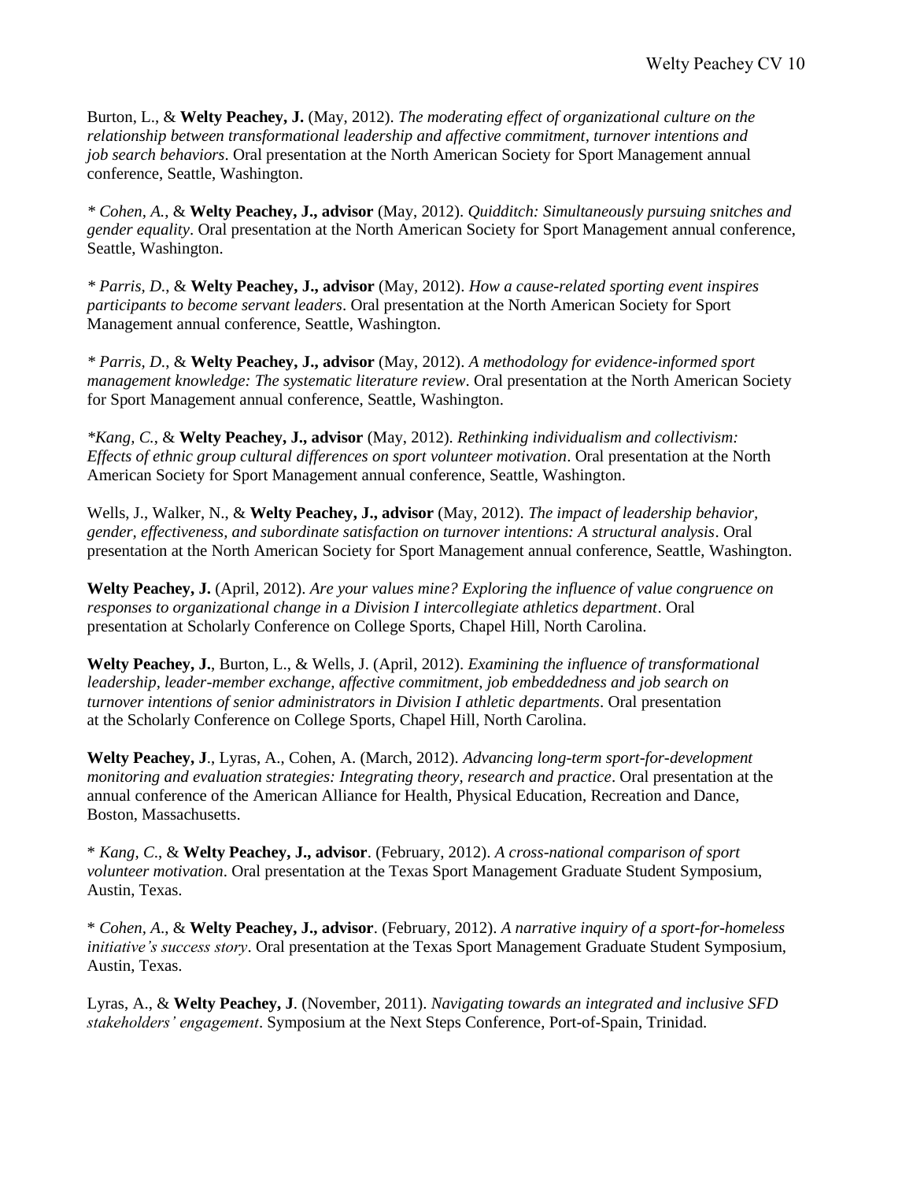Burton, L., & **Welty Peachey, J.** (May, 2012). *The moderating effect of organizational culture on the relationship between transformational leadership and affective commitment, turnover intentions and job search behaviors*. Oral presentation at the North American Society for Sport Management annual conference, Seattle, Washington.

*\* Cohen, A.*, & **Welty Peachey, J., advisor** (May, 2012). *Quidditch: Simultaneously pursuing snitches and gender equality*. Oral presentation at the North American Society for Sport Management annual conference, Seattle, Washington.

*\* Parris, D.*, & **Welty Peachey, J., advisor** (May, 2012). *How a cause-related sporting event inspires participants to become servant leaders*. Oral presentation at the North American Society for Sport Management annual conference, Seattle, Washington.

*\* Parris, D.*, & **Welty Peachey, J., advisor** (May, 2012). *A methodology for evidence-informed sport management knowledge: The systematic literature review*. Oral presentation at the North American Society for Sport Management annual conference, Seattle, Washington.

*\*Kang, C.*, & **Welty Peachey, J., advisor** (May, 2012). *Rethinking individualism and collectivism: Effects of ethnic group cultural differences on sport volunteer motivation*. Oral presentation at the North American Society for Sport Management annual conference, Seattle, Washington.

Wells, J., Walker, N., & **Welty Peachey, J., advisor** (May, 2012). *The impact of leadership behavior, gender, effectiveness, and subordinate satisfaction on turnover intentions: A structural analysis*. Oral presentation at the North American Society for Sport Management annual conference, Seattle, Washington.

**Welty Peachey, J.** (April, 2012). *Are your values mine? Exploring the influence of value congruence on responses to organizational change in a Division I intercollegiate athletics department*. Oral presentation at Scholarly Conference on College Sports, Chapel Hill, North Carolina.

**Welty Peachey, J.**, Burton, L., & Wells, J. (April, 2012). *Examining the influence of transformational leadership, leader-member exchange, affective commitment, job embeddedness and job search on turnover intentions of senior administrators in Division I athletic departments*. Oral presentation at the Scholarly Conference on College Sports, Chapel Hill, North Carolina.

**Welty Peachey, J**., Lyras, A., Cohen, A. (March, 2012). *Advancing long-term sport-for-development monitoring and evaluation strategies: Integrating theory, research and practice*. Oral presentation at the annual conference of the American Alliance for Health, Physical Education, Recreation and Dance, Boston, Massachusetts.

\* *Kang, C*., & **Welty Peachey, J., advisor**. (February, 2012). *A cross-national comparison of sport volunteer motivation*. Oral presentation at the Texas Sport Management Graduate Student Symposium, Austin, Texas.

\* *Cohen, A*., & **Welty Peachey, J., advisor**. (February, 2012). *A narrative inquiry of a sport-for-homeless initiative's success story*. Oral presentation at the Texas Sport Management Graduate Student Symposium, Austin, Texas.

Lyras, A., & **Welty Peachey, J**. (November, 2011). *Navigating towards an integrated and inclusive SFD stakeholders' engagement*. Symposium at the Next Steps Conference, Port-of-Spain, Trinidad.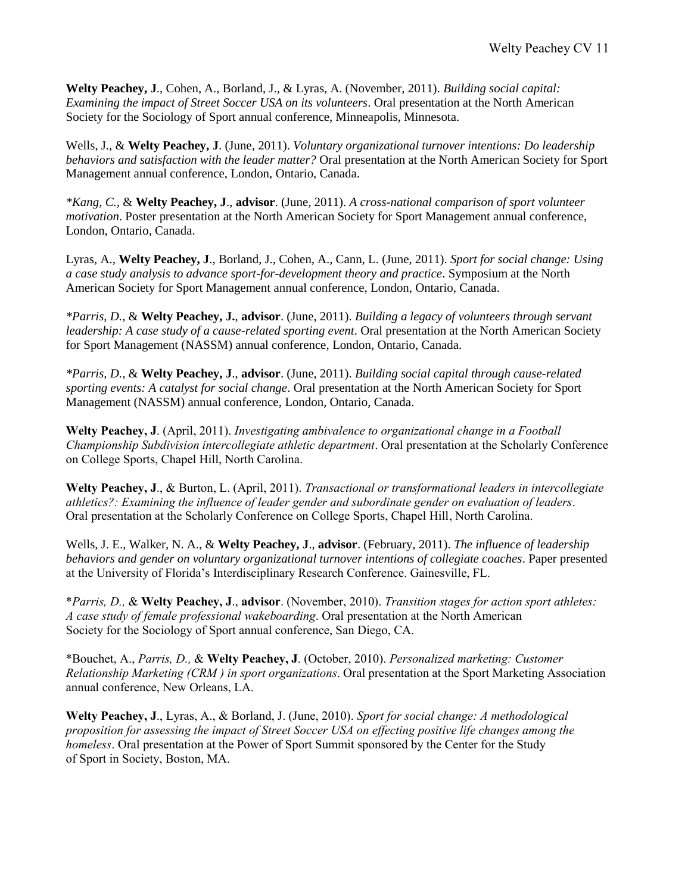**Welty Peachey, J**., Cohen, A., Borland, J., & Lyras, A. (November, 2011). *Building social capital: Examining the impact of Street Soccer USA on its volunteers*. Oral presentation at the North American Society for the Sociology of Sport annual conference, Minneapolis, Minnesota.

Wells, J., & **Welty Peachey, J**. (June, 2011). *Voluntary organizational turnover intentions: Do leadership behaviors and satisfaction with the leader matter?* Oral presentation at the North American Society for Sport Management annual conference, London, Ontario, Canada.

*\*Kang, C.,* & **Welty Peachey, J**., **advisor**. (June, 2011). *A cross-national comparison of sport volunteer motivation*. Poster presentation at the North American Society for Sport Management annual conference, London, Ontario, Canada.

Lyras, A., **Welty Peachey, J**., Borland, J., Cohen, A., Cann, L. (June, 2011). *Sport for social change: Using a case study analysis to advance sport-for-development theory and practice*. Symposium at the North American Society for Sport Management annual conference, London, Ontario, Canada.

*\*Parris, D.,* & **Welty Peachey, J.**, **advisor**. (June, 2011). *Building a legacy of volunteers through servant leadership: A case study of a cause-related sporting event*. Oral presentation at the North American Society for Sport Management (NASSM) annual conference, London, Ontario, Canada.

*\*Parris, D.,* & **Welty Peachey, J**., **advisor**. (June, 2011). *Building social capital through cause-related sporting events: A catalyst for social change*. Oral presentation at the North American Society for Sport Management (NASSM) annual conference, London, Ontario, Canada.

**Welty Peachey, J**. (April, 2011). *Investigating ambivalence to organizational change in a Football Championship Subdivision intercollegiate athletic department*. Oral presentation at the Scholarly Conference on College Sports, Chapel Hill, North Carolina.

**Welty Peachey, J**., & Burton, L. (April, 2011). *Transactional or transformational leaders in intercollegiate athletics?: Examining the influence of leader gender and subordinate gender on evaluation of leaders*. Oral presentation at the Scholarly Conference on College Sports, Chapel Hill, North Carolina.

Wells, J. E., Walker, N. A., & **Welty Peachey, J**., **advisor**. (February, 2011). *The influence of leadership behaviors and gender on voluntary organizational turnover intentions of collegiate coaches*. Paper presented at the University of Florida's Interdisciplinary Research Conference. Gainesville, FL.

\**Parris, D.,* & **Welty Peachey, J**., **advisor**. (November, 2010). *Transition stages for action sport athletes: A case study of female professional wakeboarding*. Oral presentation at the North American Society for the Sociology of Sport annual conference, San Diego, CA.

\*Bouchet, A., *Parris, D.,* & **Welty Peachey, J**. (October, 2010). *Personalized marketing: Customer Relationship Marketing (CRM ) in sport organizations*. Oral presentation at the Sport Marketing Association annual conference, New Orleans, LA.

**Welty Peachey, J**., Lyras, A., & Borland, J. (June, 2010). *Sport for social change: A methodological proposition for assessing the impact of Street Soccer USA on effecting positive life changes among the homeless*. Oral presentation at the Power of Sport Summit sponsored by the Center for the Study of Sport in Society, Boston, MA.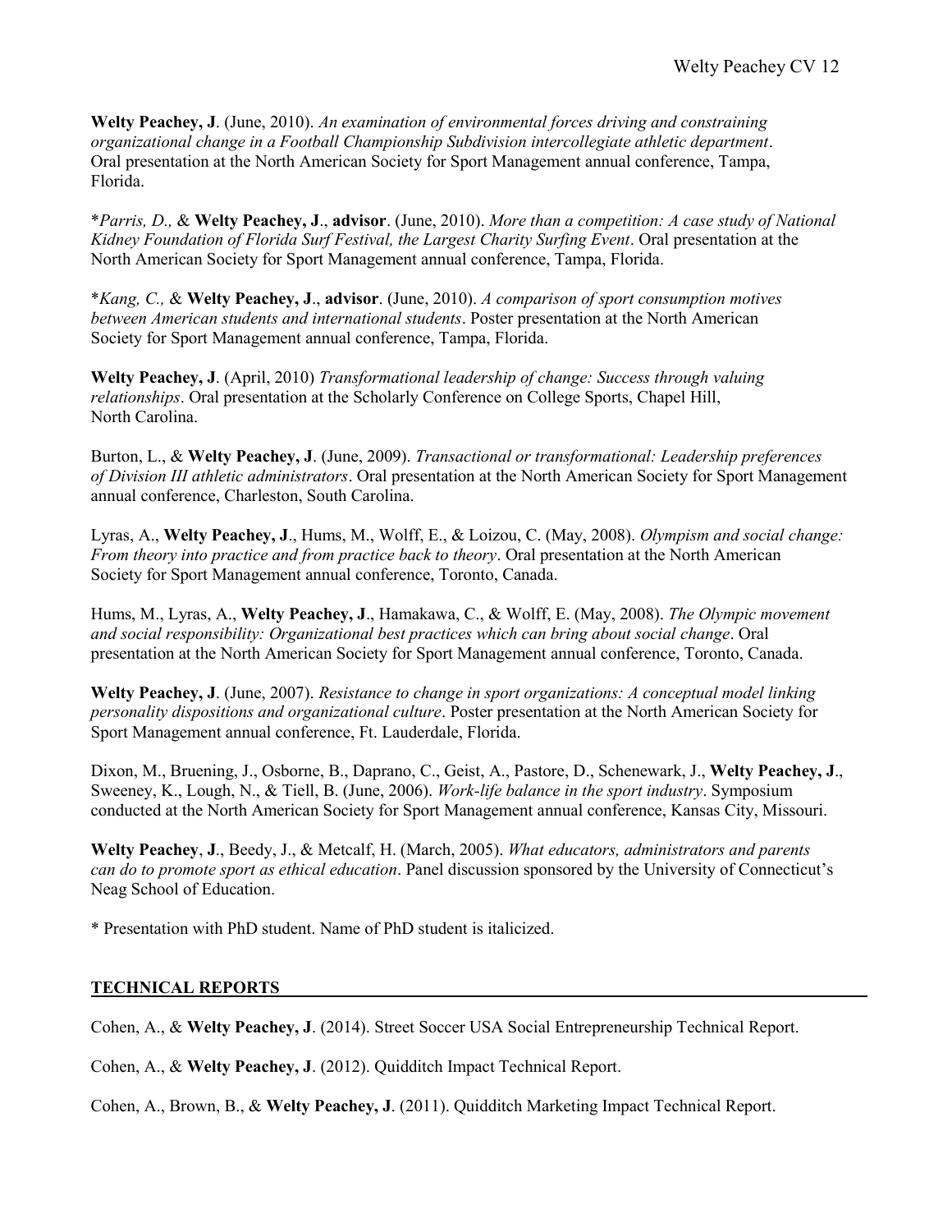**Welty Peachey, J**. (June, 2010). *An examination of environmental forces driving and constraining organizational change in a Football Championship Subdivision intercollegiate athletic department*. Oral presentation at the North American Society for Sport Management annual conference, Tampa, Florida.

\**Parris, D.,* & **Welty Peachey, J**., **advisor**. (June, 2010). *More than a competition: A case study of National Kidney Foundation of Florida Surf Festival, the Largest Charity Surfing Event*. Oral presentation at the North American Society for Sport Management annual conference, Tampa, Florida.

\**Kang, C.,* & **Welty Peachey, J**., **advisor**. (June, 2010). *A comparison of sport consumption motives between American students and international students*. Poster presentation at the North American Society for Sport Management annual conference, Tampa, Florida.

**Welty Peachey, J**. (April, 2010) *Transformational leadership of change: Success through valuing relationships*. Oral presentation at the Scholarly Conference on College Sports, Chapel Hill, North Carolina.

Burton, L., & **Welty Peachey, J**. (June, 2009). *Transactional or transformational: Leadership preferences of Division III athletic administrators*. Oral presentation at the North American Society for Sport Management annual conference, Charleston, South Carolina.

Lyras, A., **Welty Peachey, J**., Hums, M., Wolff, E., & Loizou, C. (May, 2008). *Olympism and social change: From theory into practice and from practice back to theory*. Oral presentation at the North American Society for Sport Management annual conference, Toronto, Canada.

Hums, M., Lyras, A., **Welty Peachey, J**., Hamakawa, C., & Wolff, E. (May, 2008). *The Olympic movement and social responsibility: Organizational best practices which can bring about social change*. Oral presentation at the North American Society for Sport Management annual conference, Toronto, Canada.

**Welty Peachey, J**. (June, 2007). *Resistance to change in sport organizations: A conceptual model linking personality dispositions and organizational culture*. Poster presentation at the North American Society for Sport Management annual conference, Ft. Lauderdale, Florida.

Dixon, M., Bruening, J., Osborne, B., Daprano, C., Geist, A., Pastore, D., Schenewark, J., **Welty Peachey, J**., Sweeney, K., Lough, N., & Tiell, B. (June, 2006). *Work-life balance in the sport industry*. Symposium conducted at the North American Society for Sport Management annual conference, Kansas City, Missouri.

**Welty Peachey**, **J**., Beedy, J., & Metcalf, H. (March, 2005). *What educators, administrators and parents can do to promote sport as ethical education*. Panel discussion sponsored by the University of Connecticut's Neag School of Education.

\* Presentation with PhD student. Name of PhD student is italicized.

## TECHNICAL REPORTS

Cohen, A., & **Welty Peachey, J**. (2014). Street Soccer USA Social Entrepreneurship Technical Report.

Cohen, A., & **Welty Peachey, J**. (2012). Quidditch Impact Technical Report.

Cohen, A., Brown, B., & **Welty Peachey, J**. (2011). Quidditch Marketing Impact Technical Report.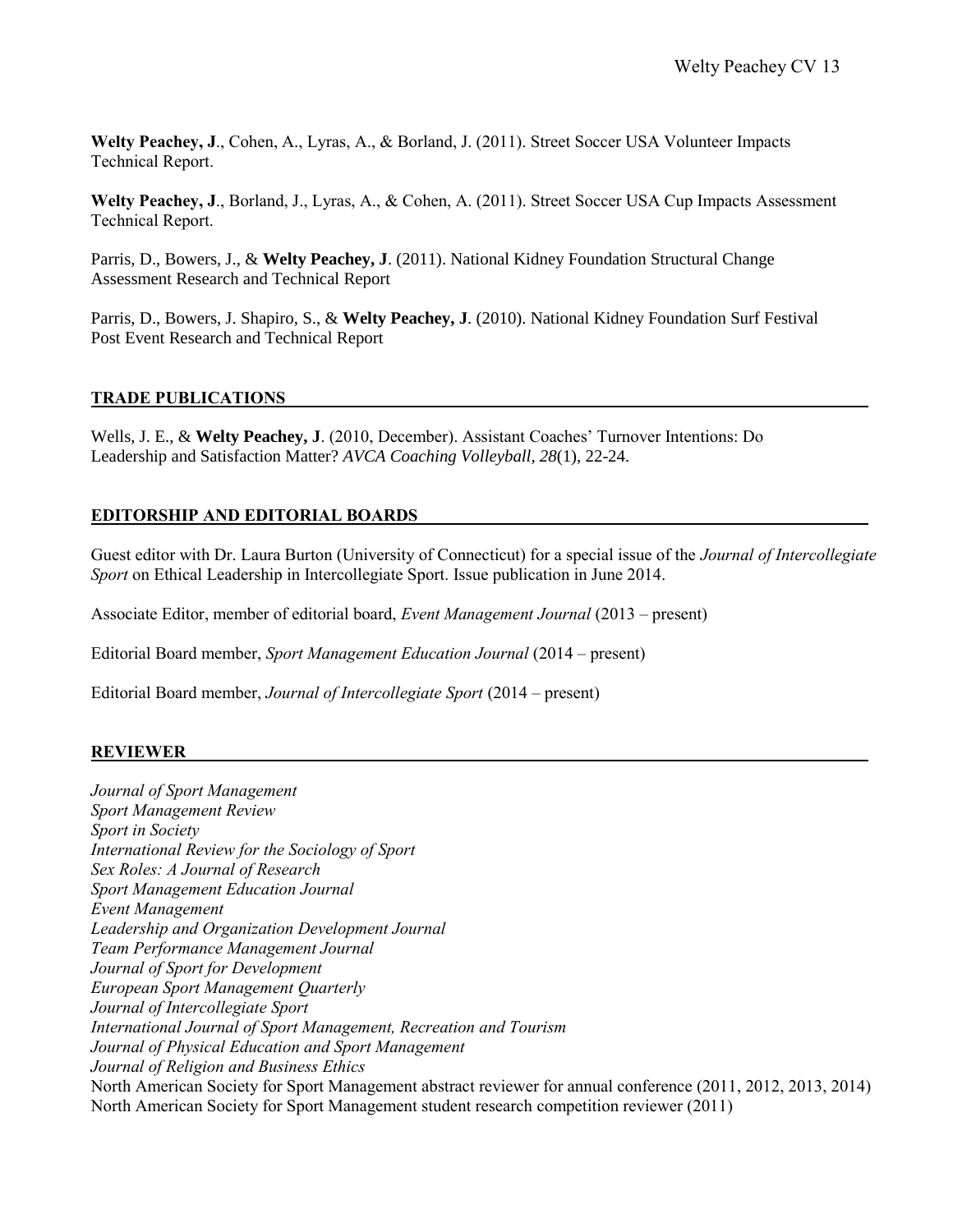**Welty Peachey, J**., Cohen, A., Lyras, A., & Borland, J. (2011). Street Soccer USA Volunteer Impacts Technical Report.

**Welty Peachey, J**., Borland, J., Lyras, A., & Cohen, A. (2011). Street Soccer USA Cup Impacts Assessment Technical Report.

Parris, D., Bowers, J., & **Welty Peachey, J**. (2011). National Kidney Foundation Structural Change Assessment Research and Technical Report

Parris, D., Bowers, J. Shapiro, S., & **Welty Peachey, J**. (2010). National Kidney Foundation Surf Festival Post Event Research and Technical Report

## TRADE PUBLICATIONS

Wells, J. E., & **Welty Peachey, J**. (2010, December). Assistant Coaches' Turnover Intentions: Do Leadership and Satisfaction Matter? *AVCA Coaching Volleyball, 28*(1), 22-24.

## EDITORSHIP AND EDITORIAL BOARDS

Guest editor with Dr. Laura Burton (University of Connecticut) for a special issue of the *Journal of Intercollegiate Sport* on Ethical Leadership in Intercollegiate Sport. Issue publication in June 2014.

Associate Editor, member of editorial board, *Event Management Journal* (2013 – present)

Editorial Board member, *Sport Management Education Journal* (2014 – present)

Editorial Board member, *Journal of Intercollegiate Sport* (2014 – present)

## REVIEWER

*Journal of Sport Management*
*Sport Management Review*
*Sport in Society*
*International Review for the Sociology of Sport*
*Sex Roles: A Journal of Research*
*Sport Management Education Journal*
*Event Management*
*Leadership and Organization Development Journal*
*Team Performance Management Journal*
*Journal of Sport for Development*
*European Sport Management Quarterly*
*Journal of Intercollegiate Sport*
*International Journal of Sport Management, Recreation and Tourism*
*Journal of Physical Education and Sport Management*
*Journal of Religion and Business Ethics*
North American Society for Sport Management abstract reviewer for annual conference (2011, 2012, 2013, 2014)
North American Society for Sport Management student research competition reviewer (2011)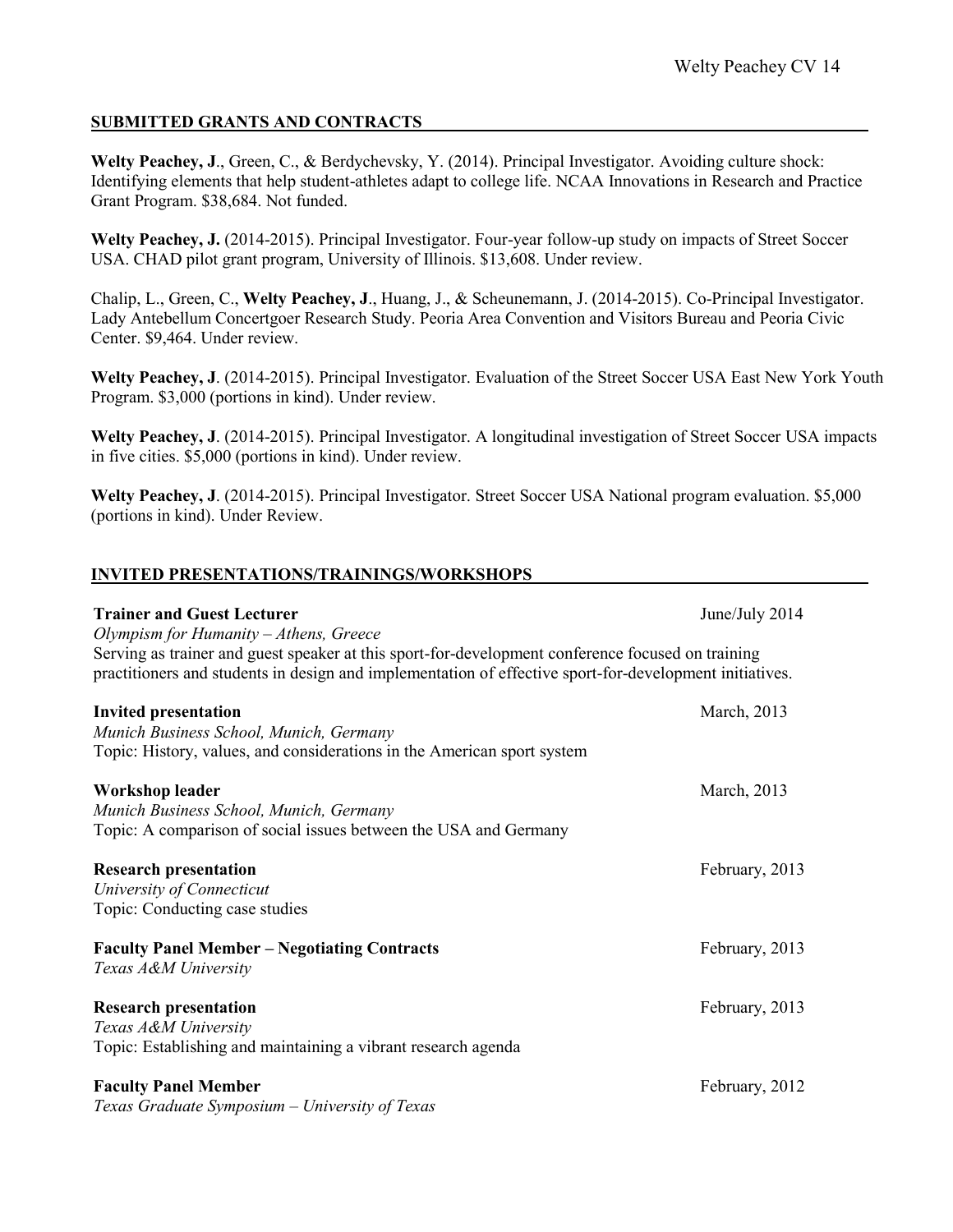## SUBMITTED GRANTS AND CONTRACTS

**Welty Peachey, J**., Green, C., & Berdychevsky, Y. (2014). Principal Investigator. Avoiding culture shock: Identifying elements that help student-athletes adapt to college life. NCAA Innovations in Research and Practice Grant Program. $38,684. Not funded.

**Welty Peachey, J.** (2014-2015). Principal Investigator. Four-year follow-up study on impacts of Street Soccer USA. CHAD pilot grant program, University of Illinois. $13,608. Under review.

Chalip, L., Green, C., **Welty Peachey, J**., Huang, J., & Scheunemann, J. (2014-2015). Co-Principal Investigator. Lady Antebellum Concertgoer Research Study. Peoria Area Convention and Visitors Bureau and Peoria Civic Center. $9,464. Under review.

**Welty Peachey, J**. (2014-2015). Principal Investigator. Evaluation of the Street Soccer USA East New York Youth Program. $3,000 (portions in kind). Under review.

**Welty Peachey, J**. (2014-2015). Principal Investigator. A longitudinal investigation of Street Soccer USA impacts in five cities. $5,000 (portions in kind). Under review.

**Welty Peachey, J**. (2014-2015). Principal Investigator. Street Soccer USA National program evaluation. $5,000 (portions in kind). Under Review.

## INVITED PRESENTATIONS/TRAININGS/WORKSHOPS

**Trainer and Guest Lecturer** — June/July 2014
*Olympism for Humanity – Athens, Greece*
Serving as trainer and guest speaker at this sport-for-development conference focused on training practitioners and students in design and implementation of effective sport-for-development initiatives.

**Invited presentation** — March, 2013
*Munich Business School, Munich, Germany*
Topic: History, values, and considerations in the American sport system

**Workshop leader** — March, 2013
*Munich Business School, Munich, Germany*
Topic: A comparison of social issues between the USA and Germany

**Research presentation** — February, 2013
*University of Connecticut*
Topic: Conducting case studies

**Faculty Panel Member – Negotiating Contracts** — February, 2013
*Texas A&M University*

**Research presentation** — February, 2013
*Texas A&M University*
Topic: Establishing and maintaining a vibrant research agenda

**Faculty Panel Member** — February, 2012
*Texas Graduate Symposium – University of Texas*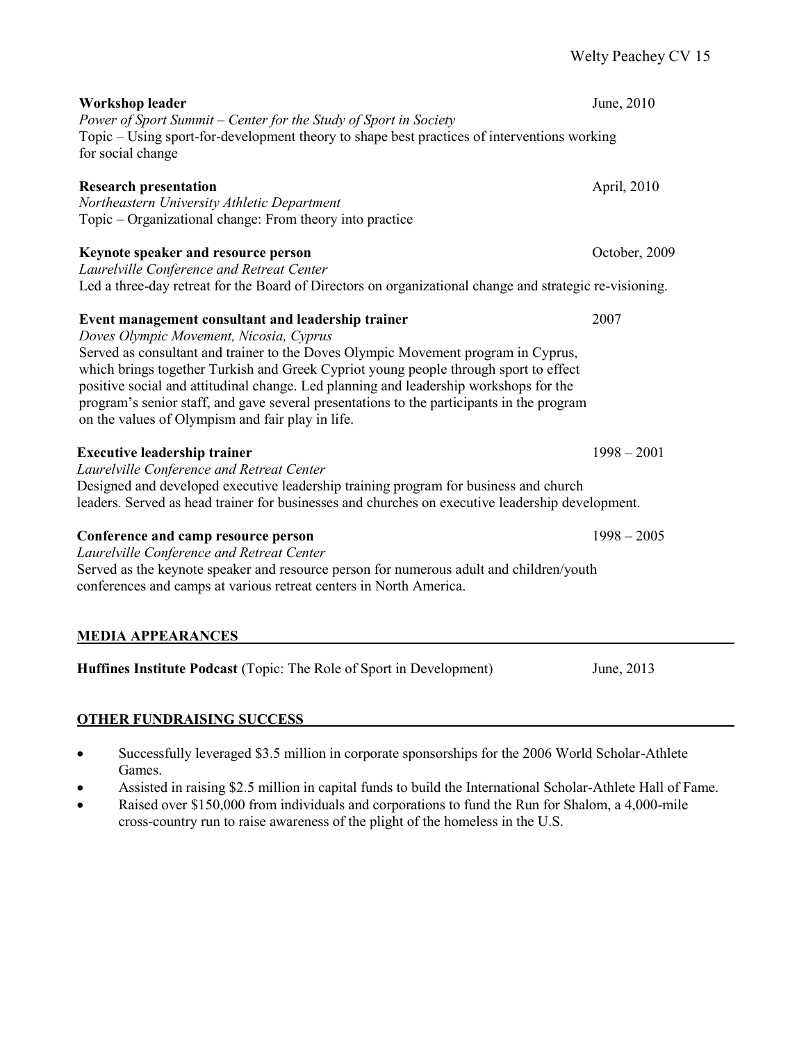**Workshop leader** June, 2010
*Power of Sport Summit – Center for the Study of Sport in Society*
Topic – Using sport-for-development theory to shape best practices of interventions working for social change

**Research presentation** April, 2010
*Northeastern University Athletic Department*
Topic – Organizational change: From theory into practice

**Keynote speaker and resource person** October, 2009
*Laurelville Conference and Retreat Center*
Led a three-day retreat for the Board of Directors on organizational change and strategic re-visioning.

**Event management consultant and leadership trainer** 2007
*Doves Olympic Movement, Nicosia, Cyprus*
Served as consultant and trainer to the Doves Olympic Movement program in Cyprus, which brings together Turkish and Greek Cypriot young people through sport to effect positive social and attitudinal change. Led planning and leadership workshops for the program's senior staff, and gave several presentations to the participants in the program on the values of Olympism and fair play in life.

**Executive leadership trainer** 1998 – 2001
*Laurelville Conference and Retreat Center*
Designed and developed executive leadership training program for business and church leaders. Served as head trainer for businesses and churches on executive leadership development.

**Conference and camp resource person** 1998 – 2005
*Laurelville Conference and Retreat Center*
Served as the keynote speaker and resource person for numerous adult and children/youth conferences and camps at various retreat centers in North America.

## MEDIA APPEARANCES

**Huffines Institute Podcast** (Topic: The Role of Sport in Development) June, 2013

## OTHER FUNDRAISING SUCCESS

- Successfully leveraged $3.5 million in corporate sponsorships for the 2006 World Scholar-Athlete Games.
- Assisted in raising $2.5 million in capital funds to build the International Scholar-Athlete Hall of Fame.
- Raised over $150,000 from individuals and corporations to fund the Run for Shalom, a 4,000-mile cross-country run to raise awareness of the plight of the homeless in the U.S.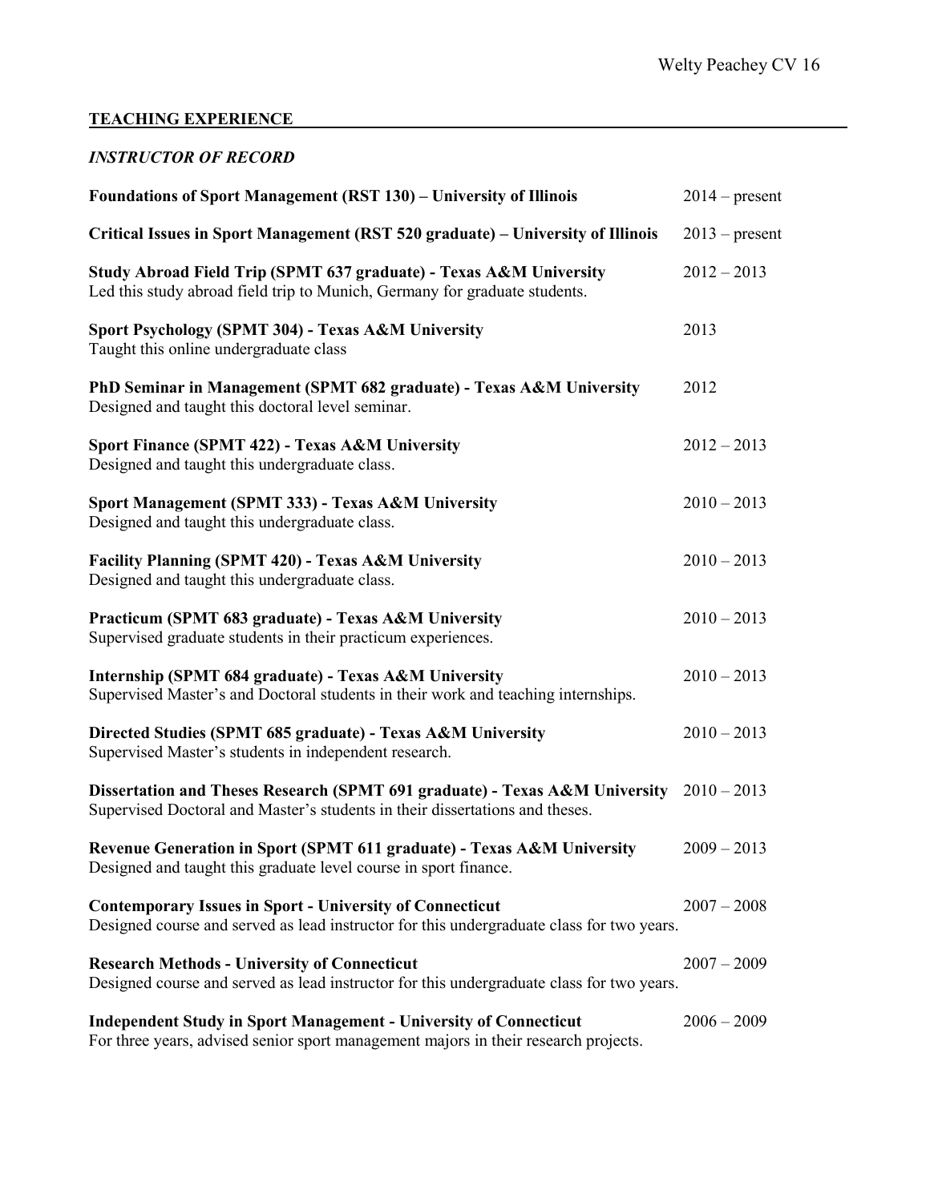## TEACHING EXPERIENCE

### *INSTRUCTOR OF RECORD*

**Foundations of Sport Management (RST 130) – University of Illinois** 2014 – present

**Critical Issues in Sport Management (RST 520 graduate) – University of Illinois** 2013 – present

**Study Abroad Field Trip (SPMT 637 graduate) - Texas A&M University** 2012 – 2013
Led this study abroad field trip to Munich, Germany for graduate students.

**Sport Psychology (SPMT 304) - Texas A&M University** 2013
Taught this online undergraduate class

**PhD Seminar in Management (SPMT 682 graduate) - Texas A&M University** 2012
Designed and taught this doctoral level seminar.

**Sport Finance (SPMT 422) - Texas A&M University** 2012 – 2013
Designed and taught this undergraduate class.

**Sport Management (SPMT 333) - Texas A&M University** 2010 – 2013
Designed and taught this undergraduate class.

**Facility Planning (SPMT 420) - Texas A&M University** 2010 – 2013
Designed and taught this undergraduate class.

**Practicum (SPMT 683 graduate) - Texas A&M University** 2010 – 2013
Supervised graduate students in their practicum experiences.

**Internship (SPMT 684 graduate) - Texas A&M University** 2010 – 2013
Supervised Master's and Doctoral students in their work and teaching internships.

**Directed Studies (SPMT 685 graduate) - Texas A&M University** 2010 – 2013
Supervised Master's students in independent research.

**Dissertation and Theses Research (SPMT 691 graduate) - Texas A&M University** 2010 – 2013
Supervised Doctoral and Master's students in their dissertations and theses.

**Revenue Generation in Sport (SPMT 611 graduate) - Texas A&M University** 2009 – 2013
Designed and taught this graduate level course in sport finance.

**Contemporary Issues in Sport - University of Connecticut** 2007 – 2008
Designed course and served as lead instructor for this undergraduate class for two years.

**Research Methods - University of Connecticut** 2007 – 2009
Designed course and served as lead instructor for this undergraduate class for two years.

**Independent Study in Sport Management - University of Connecticut** 2006 – 2009
For three years, advised senior sport management majors in their research projects.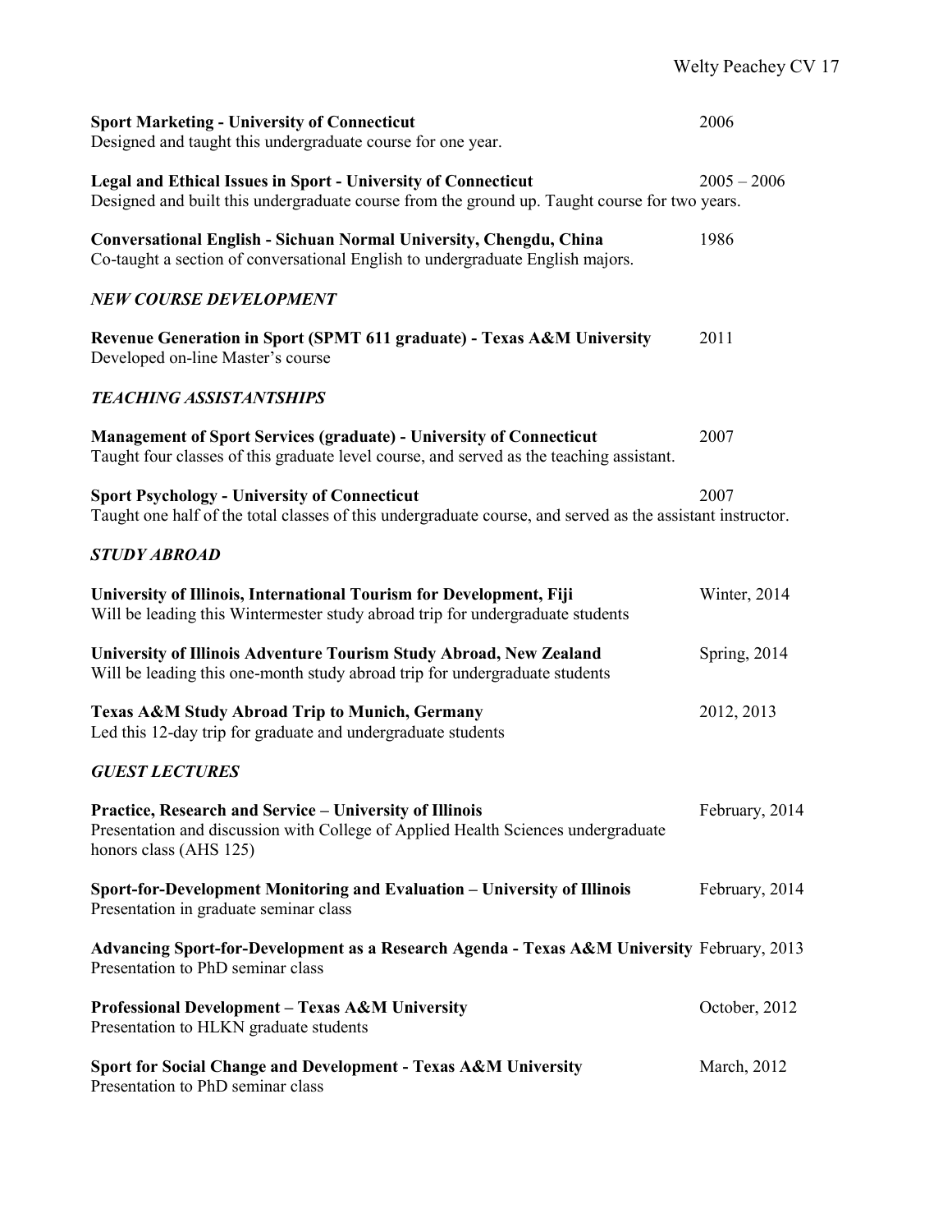**Sport Marketing - University of Connecticut** 2006
Designed and taught this undergraduate course for one year.

**Legal and Ethical Issues in Sport - University of Connecticut** 2005 – 2006
Designed and built this undergraduate course from the ground up. Taught course for two years.

**Conversational English - Sichuan Normal University, Chengdu, China** 1986
Co-taught a section of conversational English to undergraduate English majors.

### *NEW COURSE DEVELOPMENT*

**Revenue Generation in Sport (SPMT 611 graduate) - Texas A&M University** 2011
Developed on-line Master's course

### *TEACHING ASSISTANTSHIPS*

**Management of Sport Services (graduate) - University of Connecticut** 2007
Taught four classes of this graduate level course, and served as the teaching assistant.

**Sport Psychology - University of Connecticut** 2007
Taught one half of the total classes of this undergraduate course, and served as the assistant instructor.

### *STUDY ABROAD*

**University of Illinois, International Tourism for Development, Fiji** Winter, 2014
Will be leading this Wintermester study abroad trip for undergraduate students

**University of Illinois Adventure Tourism Study Abroad, New Zealand** Spring, 2014
Will be leading this one-month study abroad trip for undergraduate students

**Texas A&M Study Abroad Trip to Munich, Germany** 2012, 2013
Led this 12-day trip for graduate and undergraduate students

### *GUEST LECTURES*

**Practice, Research and Service – University of Illinois** February, 2014
Presentation and discussion with College of Applied Health Sciences undergraduate honors class (AHS 125)

**Sport-for-Development Monitoring and Evaluation – University of Illinois** February, 2014
Presentation in graduate seminar class

**Advancing Sport-for-Development as a Research Agenda - Texas A&M University** February, 2013
Presentation to PhD seminar class

**Professional Development – Texas A&M University** October, 2012
Presentation to HLKN graduate students

**Sport for Social Change and Development - Texas A&M University** March, 2012
Presentation to PhD seminar class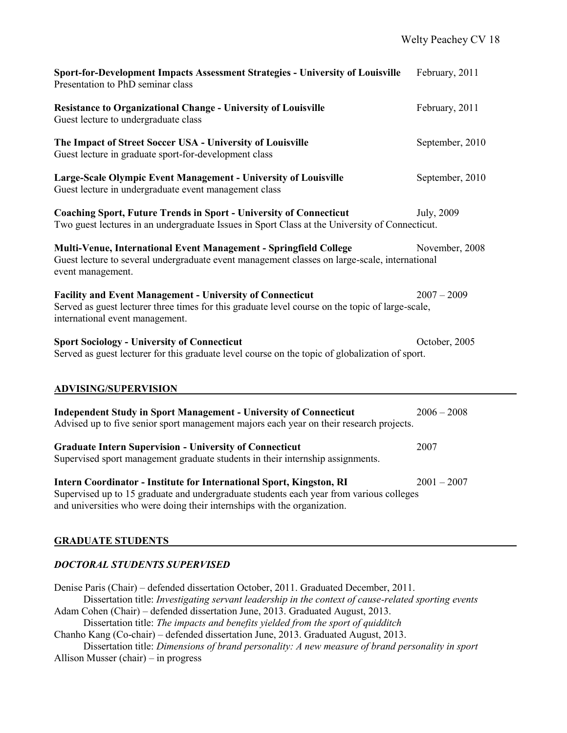**Sport-for-Development Impacts Assessment Strategies - University of Louisville** February, 2011
Presentation to PhD seminar class

**Resistance to Organizational Change - University of Louisville** February, 2011
Guest lecture to undergraduate class

**The Impact of Street Soccer USA - University of Louisville** September, 2010
Guest lecture in graduate sport-for-development class

**Large-Scale Olympic Event Management - University of Louisville** September, 2010
Guest lecture in undergraduate event management class

**Coaching Sport, Future Trends in Sport - University of Connecticut** July, 2009
Two guest lectures in an undergraduate Issues in Sport Class at the University of Connecticut.

**Multi-Venue, International Event Management - Springfield College** November, 2008
Guest lecture to several undergraduate event management classes on large-scale, international event management.

**Facility and Event Management - University of Connecticut** 2007 – 2009
Served as guest lecturer three times for this graduate level course on the topic of large-scale, international event management.

**Sport Sociology - University of Connecticut** October, 2005
Served as guest lecturer for this graduate level course on the topic of globalization of sport.

## ADVISING/SUPERVISION

**Independent Study in Sport Management - University of Connecticut** 2006 – 2008
Advised up to five senior sport management majors each year on their research projects.

**Graduate Intern Supervision - University of Connecticut** 2007
Supervised sport management graduate students in their internship assignments.

**Intern Coordinator - Institute for International Sport, Kingston, RI** 2001 – 2007
Supervised up to 15 graduate and undergraduate students each year from various colleges and universities who were doing their internships with the organization.

## GRADUATE STUDENTS

### *DOCTORAL STUDENTS SUPERVISED*

Denise Paris (Chair) – defended dissertation October, 2011. Graduated December, 2011.
Dissertation title: *Investigating servant leadership in the context of cause-related sporting events*

Adam Cohen (Chair) – defended dissertation June, 2013. Graduated August, 2013.
Dissertation title: *The impacts and benefits yielded from the sport of quidditch*

Chanho Kang (Co-chair) – defended dissertation June, 2013. Graduated August, 2013.
Dissertation title: *Dimensions of brand personality: A new measure of brand personality in sport*

Allison Musser (chair) – in progress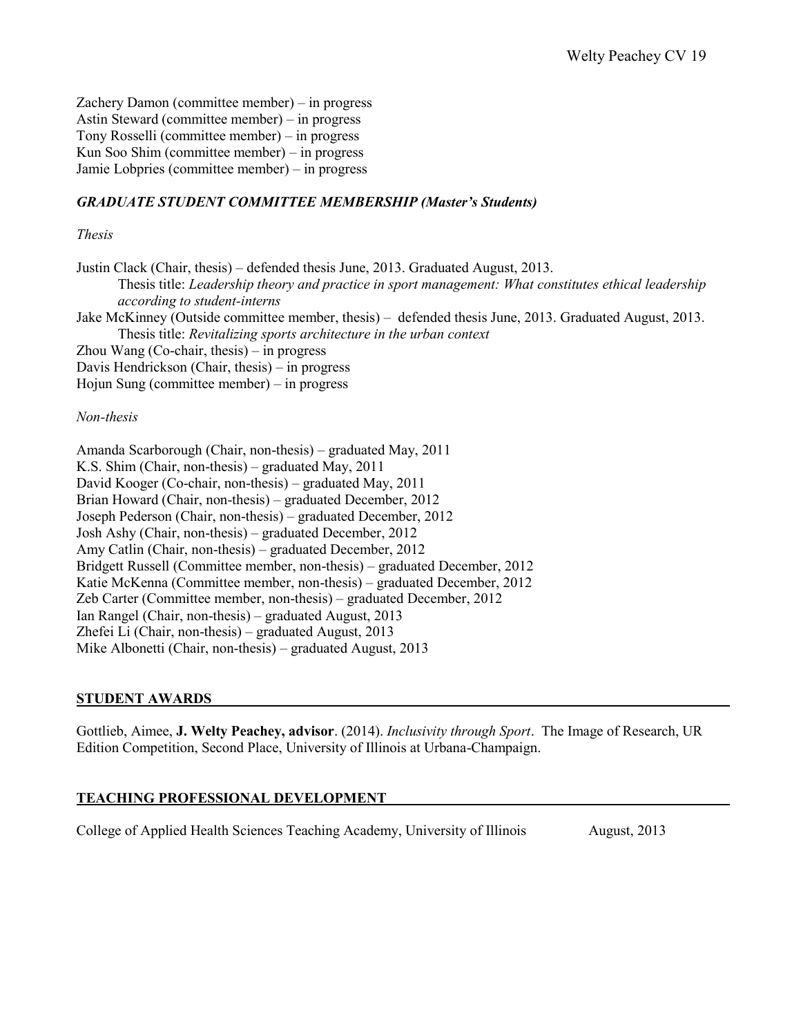Zachery Damon (committee member) – in progress
Astin Steward (committee member) – in progress
Tony Rosselli (committee member) – in progress
Kun Soo Shim (committee member) – in progress
Jamie Lobpries (committee member) – in progress

### *GRADUATE STUDENT COMMITTEE MEMBERSHIP (Master's Students)*

*Thesis*

Justin Clack (Chair, thesis) – defended thesis June, 2013. Graduated August, 2013.
    Thesis title: *Leadership theory and practice in sport management: What constitutes ethical leadership according to student-interns*
Jake McKinney (Outside committee member, thesis) – defended thesis June, 2013. Graduated August, 2013.
    Thesis title: *Revitalizing sports architecture in the urban context*
Zhou Wang (Co-chair, thesis) – in progress
Davis Hendrickson (Chair, thesis) – in progress
Hojun Sung (committee member) – in progress

*Non-thesis*

Amanda Scarborough (Chair, non-thesis) – graduated May, 2011
K.S. Shim (Chair, non-thesis) – graduated May, 2011
David Kooger (Co-chair, non-thesis) – graduated May, 2011
Brian Howard (Chair, non-thesis) – graduated December, 2012
Joseph Pederson (Chair, non-thesis) – graduated December, 2012
Josh Ashy (Chair, non-thesis) – graduated December, 2012
Amy Catlin (Chair, non-thesis) – graduated December, 2012
Bridgett Russell (Committee member, non-thesis) – graduated December, 2012
Katie McKenna (Committee member, non-thesis) – graduated December, 2012
Zeb Carter (Committee member, non-thesis) – graduated December, 2012
Ian Rangel (Chair, non-thesis) – graduated August, 2013
Zhefei Li (Chair, non-thesis) – graduated August, 2013
Mike Albonetti (Chair, non-thesis) – graduated August, 2013

## STUDENT AWARDS

Gottlieb, Aimee, **J. Welty Peachey, advisor**. (2014). *Inclusivity through Sport*. The Image of Research, UR Edition Competition, Second Place, University of Illinois at Urbana-Champaign.

## TEACHING PROFESSIONAL DEVELOPMENT

College of Applied Health Sciences Teaching Academy, University of Illinois    August, 2013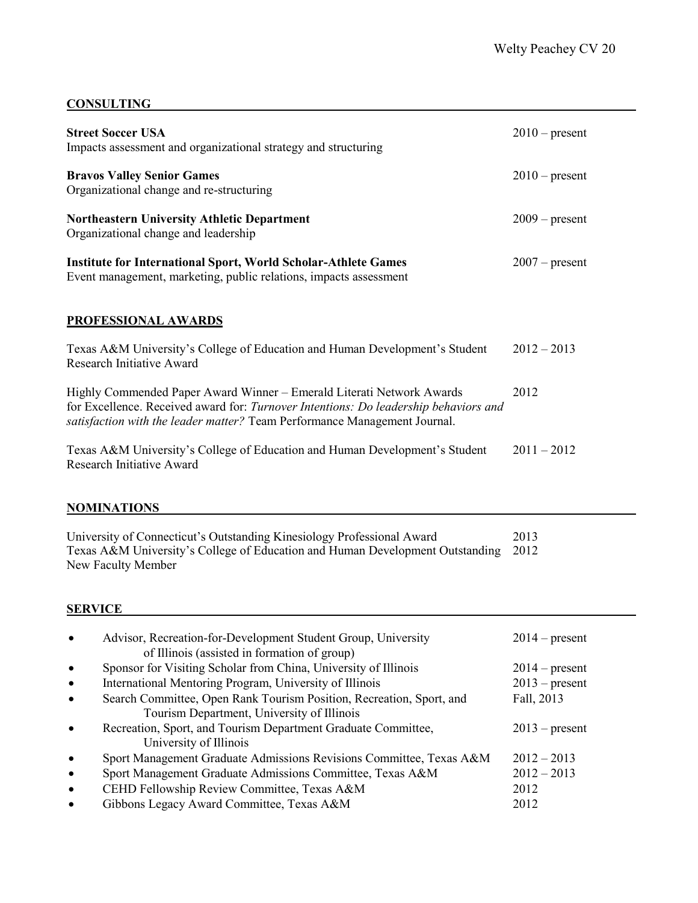## CONSULTING

**Street Soccer USA** 2010 – present
Impacts assessment and organizational strategy and structuring

**Bravos Valley Senior Games** 2010 – present
Organizational change and re-structuring

**Northeastern University Athletic Department** 2009 – present
Organizational change and leadership

**Institute for International Sport, World Scholar-Athlete Games** 2007 – present
Event management, marketing, public relations, impacts assessment

## PROFESSIONAL AWARDS

Texas A&M University's College of Education and Human Development's Student Research Initiative Award 2012 – 2013

Highly Commended Paper Award Winner – Emerald Literati Network Awards for Excellence. Received award for: *Turnover Intentions: Do leadership behaviors and satisfaction with the leader matter?* Team Performance Management Journal. 2012

Texas A&M University's College of Education and Human Development's Student Research Initiative Award 2011 – 2012

## NOMINATIONS

University of Connecticut's Outstanding Kinesiology Professional Award 2013
Texas A&M University's College of Education and Human Development Outstanding New Faculty Member 2012

## SERVICE

- Advisor, Recreation-for-Development Student Group, University of Illinois (assisted in formation of group) 2014 – present
- Sponsor for Visiting Scholar from China, University of Illinois 2014 – present
- International Mentoring Program, University of Illinois 2013 – present
- Search Committee, Open Rank Tourism Position, Recreation, Sport, and Tourism Department, University of Illinois Fall, 2013
- Recreation, Sport, and Tourism Department Graduate Committee, University of Illinois 2013 – present
- Sport Management Graduate Admissions Revisions Committee, Texas A&M 2012 – 2013
- Sport Management Graduate Admissions Committee, Texas A&M 2012 – 2013
- CEHD Fellowship Review Committee, Texas A&M 2012
- Gibbons Legacy Award Committee, Texas A&M 2012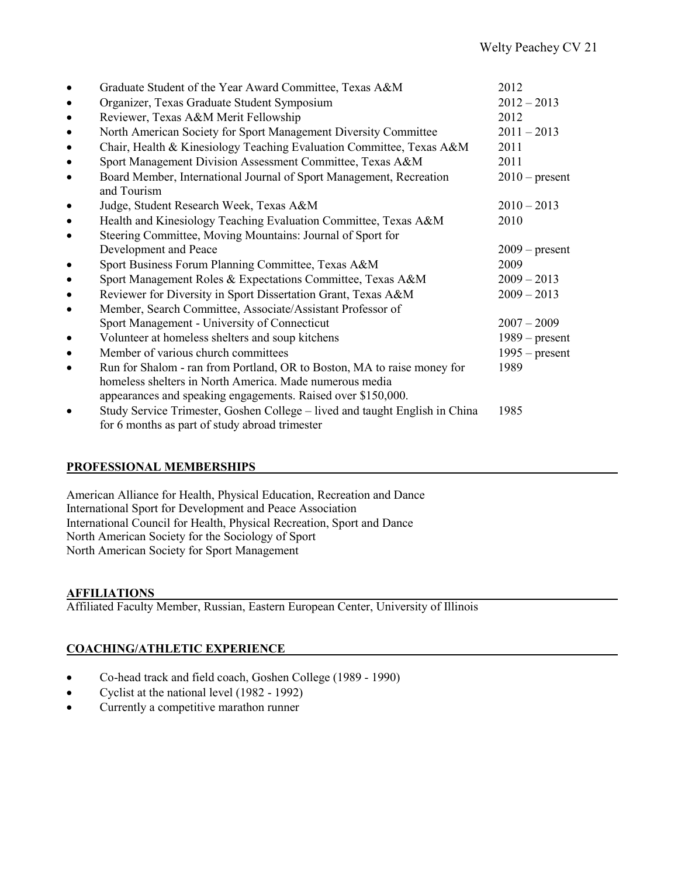- Graduate Student of the Year Award Committee, Texas A&M — 2012
- Organizer, Texas Graduate Student Symposium — 2012 – 2013
- Reviewer, Texas A&M Merit Fellowship — 2012
- North American Society for Sport Management Diversity Committee — 2011 – 2013
- Chair, Health & Kinesiology Teaching Evaluation Committee, Texas A&M — 2011
- Sport Management Division Assessment Committee, Texas A&M — 2011
- Board Member, International Journal of Sport Management, Recreation and Tourism — 2010 – present
- Judge, Student Research Week, Texas A&M — 2010 – 2013
- Health and Kinesiology Teaching Evaluation Committee, Texas A&M — 2010
- Steering Committee, Moving Mountains: Journal of Sport for Development and Peace — 2009 – present
- Sport Business Forum Planning Committee, Texas A&M — 2009
- Sport Management Roles & Expectations Committee, Texas A&M — 2009 – 2013
- Reviewer for Diversity in Sport Dissertation Grant, Texas A&M — 2009 – 2013
- Member, Search Committee, Associate/Assistant Professor of Sport Management - University of Connecticut — 2007 – 2009
- Volunteer at homeless shelters and soup kitchens — 1989 – present
- Member of various church committees — 1995 – present
- Run for Shalom - ran from Portland, OR to Boston, MA to raise money for homeless shelters in North America. Made numerous media appearances and speaking engagements. Raised over $150,000. — 1989
- Study Service Trimester, Goshen College – lived and taught English in China for 6 months as part of study abroad trimester — 1985

## PROFESSIONAL MEMBERSHIPS

American Alliance for Health, Physical Education, Recreation and Dance
International Sport for Development and Peace Association
International Council for Health, Physical Recreation, Sport and Dance
North American Society for the Sociology of Sport
North American Society for Sport Management

## AFFILIATIONS

Affiliated Faculty Member, Russian, Eastern European Center, University of Illinois

## COACHING/ATHLETIC EXPERIENCE

- Co-head track and field coach, Goshen College (1989 - 1990)
- Cyclist at the national level (1982 - 1992)
- Currently a competitive marathon runner